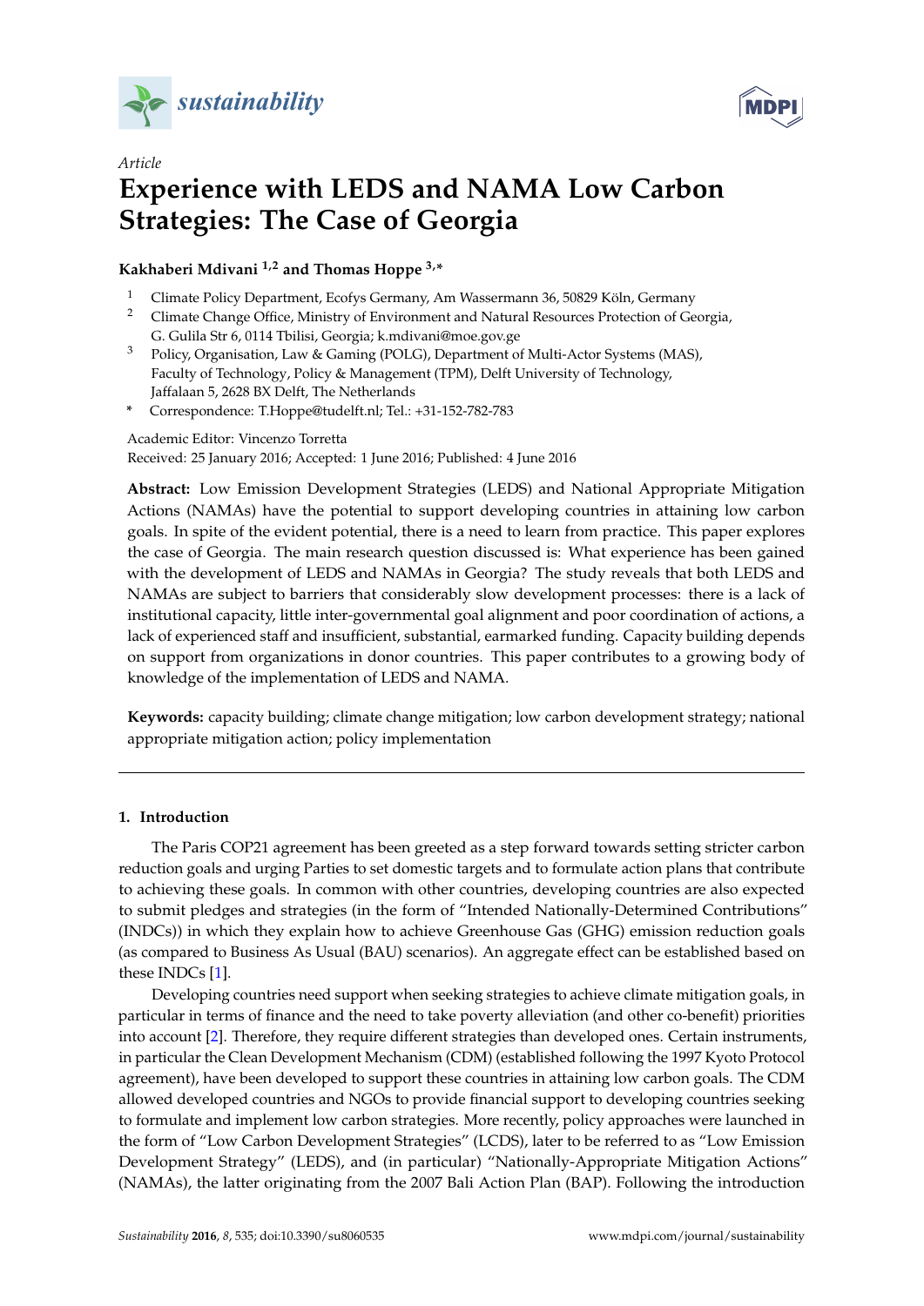Article

# Experience with LEDS and NAMA Low Carbon Strategies: The Case of Georgia

**Kakhaberi Mdivani [1,2] and Thomas Hoppe [3,*]**

[1] Climate Policy Department, Ecofys Germany, Am Wassermann 36, 50829 Köln, Germany
[2] Climate Change Office, Ministry of Environment and Natural Resources Protection of Georgia, G. Gulila Str 6, 0114 Tbilisi, Georgia; k.mdivani@moe.gov.ge
[3] Policy, Organisation, Law & Gaming (POLG), Department of Multi-Actor Systems (MAS), Faculty of Technology, Policy & Management (TPM), Delft University of Technology, Jaffalaan 5, 2628 BX Delft, The Netherlands
\* Correspondence: T.Hoppe@tudelft.nl; Tel.: +31-152-782-783

Academic Editor: Vincenzo Torretta
Received: 25 January 2016; Accepted: 1 June 2016; Published: 4 June 2016

**Abstract:** Low Emission Development Strategies (LEDS) and National Appropriate Mitigation Actions (NAMAs) have the potential to support developing countries in attaining low carbon goals. In spite of the evident potential, there is a need to learn from practice. This paper explores the case of Georgia. The main research question discussed is: What experience has been gained with the development of LEDS and NAMAs in Georgia? The study reveals that both LEDS and NAMAs are subject to barriers that considerably slow development processes: there is a lack of institutional capacity, little inter-governmental goal alignment and poor coordination of actions, a lack of experienced staff and insufficient, substantial, earmarked funding. Capacity building depends on support from organizations in donor countries. This paper contributes to a growing body of knowledge of the implementation of LEDS and NAMA.

**Keywords:** capacity building; climate change mitigation; low carbon development strategy; national appropriate mitigation action; policy implementation

## 1. Introduction

The Paris COP21 agreement has been greeted as a step forward towards setting stricter carbon reduction goals and urging Parties to set domestic targets and to formulate action plans that contribute to achieving these goals. In common with other countries, developing countries are also expected to submit pledges and strategies (in the form of "Intended Nationally-Determined Contributions" (INDCs)) in which they explain how to achieve Greenhouse Gas (GHG) emission reduction goals (as compared to Business As Usual (BAU) scenarios). An aggregate effect can be established based on these INDCs [1].

Developing countries need support when seeking strategies to achieve climate mitigation goals, in particular in terms of finance and the need to take poverty alleviation (and other co-benefit) priorities into account [2]. Therefore, they require different strategies than developed ones. Certain instruments, in particular the Clean Development Mechanism (CDM) (established following the 1997 Kyoto Protocol agreement), have been developed to support these countries in attaining low carbon goals. The CDM allowed developed countries and NGOs to provide financial support to developing countries seeking to formulate and implement low carbon strategies. More recently, policy approaches were launched in the form of "Low Carbon Development Strategies" (LCDS), later to be referred to as "Low Emission Development Strategy" (LEDS), and (in particular) "Nationally-Appropriate Mitigation Actions" (NAMAs), the latter originating from the 2007 Bali Action Plan (BAP). Following the introduction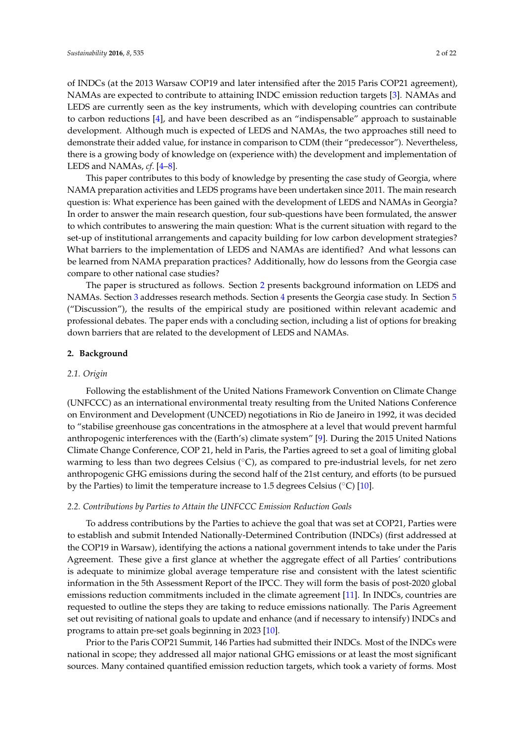of INDCs (at the 2013 Warsaw COP19 and later intensified after the 2015 Paris COP21 agreement), NAMAs are expected to contribute to attaining INDC emission reduction targets [3]. NAMAs and LEDS are currently seen as the key instruments, which with developing countries can contribute to carbon reductions [4], and have been described as an "indispensable" approach to sustainable development. Although much is expected of LEDS and NAMAs, the two approaches still need to demonstrate their added value, for instance in comparison to CDM (their "predecessor"). Nevertheless, there is a growing body of knowledge on (experience with) the development and implementation of LEDS and NAMAs, *cf*. [4–8].

This paper contributes to this body of knowledge by presenting the case study of Georgia, where NAMA preparation activities and LEDS programs have been undertaken since 2011. The main research question is: What experience has been gained with the development of LEDS and NAMAs in Georgia? In order to answer the main research question, four sub-questions have been formulated, the answer to which contributes to answering the main question: What is the current situation with regard to the set-up of institutional arrangements and capacity building for low carbon development strategies? What barriers to the implementation of LEDS and NAMAs are identified? And what lessons can be learned from NAMA preparation practices? Additionally, how do lessons from the Georgia case compare to other national case studies?

The paper is structured as follows. Section 2 presents background information on LEDS and NAMAs. Section 3 addresses research methods. Section 4 presents the Georgia case study. In Section 5 ("Discussion"), the results of the empirical study are positioned within relevant academic and professional debates. The paper ends with a concluding section, including a list of options for breaking down barriers that are related to the development of LEDS and NAMAs.

## 2. Background

### *2.1. Origin*

Following the establishment of the United Nations Framework Convention on Climate Change (UNFCCC) as an international environmental treaty resulting from the United Nations Conference on Environment and Development (UNCED) negotiations in Rio de Janeiro in 1992, it was decided to "stabilise greenhouse gas concentrations in the atmosphere at a level that would prevent harmful anthropogenic interferences with the (Earth's) climate system" [9]. During the 2015 United Nations Climate Change Conference, COP 21, held in Paris, the Parties agreed to set a goal of limiting global warming to less than two degrees Celsius (°C), as compared to pre-industrial levels, for net zero anthropogenic GHG emissions during the second half of the 21st century, and efforts (to be pursued by the Parties) to limit the temperature increase to 1.5 degrees Celsius (°C) [10].

### *2.2. Contributions by Parties to Attain the UNFCCC Emission Reduction Goals*

To address contributions by the Parties to achieve the goal that was set at COP21, Parties were to establish and submit Intended Nationally-Determined Contribution (INDCs) (first addressed at the COP19 in Warsaw), identifying the actions a national government intends to take under the Paris Agreement. These give a first glance at whether the aggregate effect of all Parties' contributions is adequate to minimize global average temperature rise and consistent with the latest scientific information in the 5th Assessment Report of the IPCC. They will form the basis of post-2020 global emissions reduction commitments included in the climate agreement [11]. In INDCs, countries are requested to outline the steps they are taking to reduce emissions nationally. The Paris Agreement set out revisiting of national goals to update and enhance (and if necessary to intensify) INDCs and programs to attain pre-set goals beginning in 2023 [10].

Prior to the Paris COP21 Summit, 146 Parties had submitted their INDCs. Most of the INDCs were national in scope; they addressed all major national GHG emissions or at least the most significant sources. Many contained quantified emission reduction targets, which took a variety of forms. Most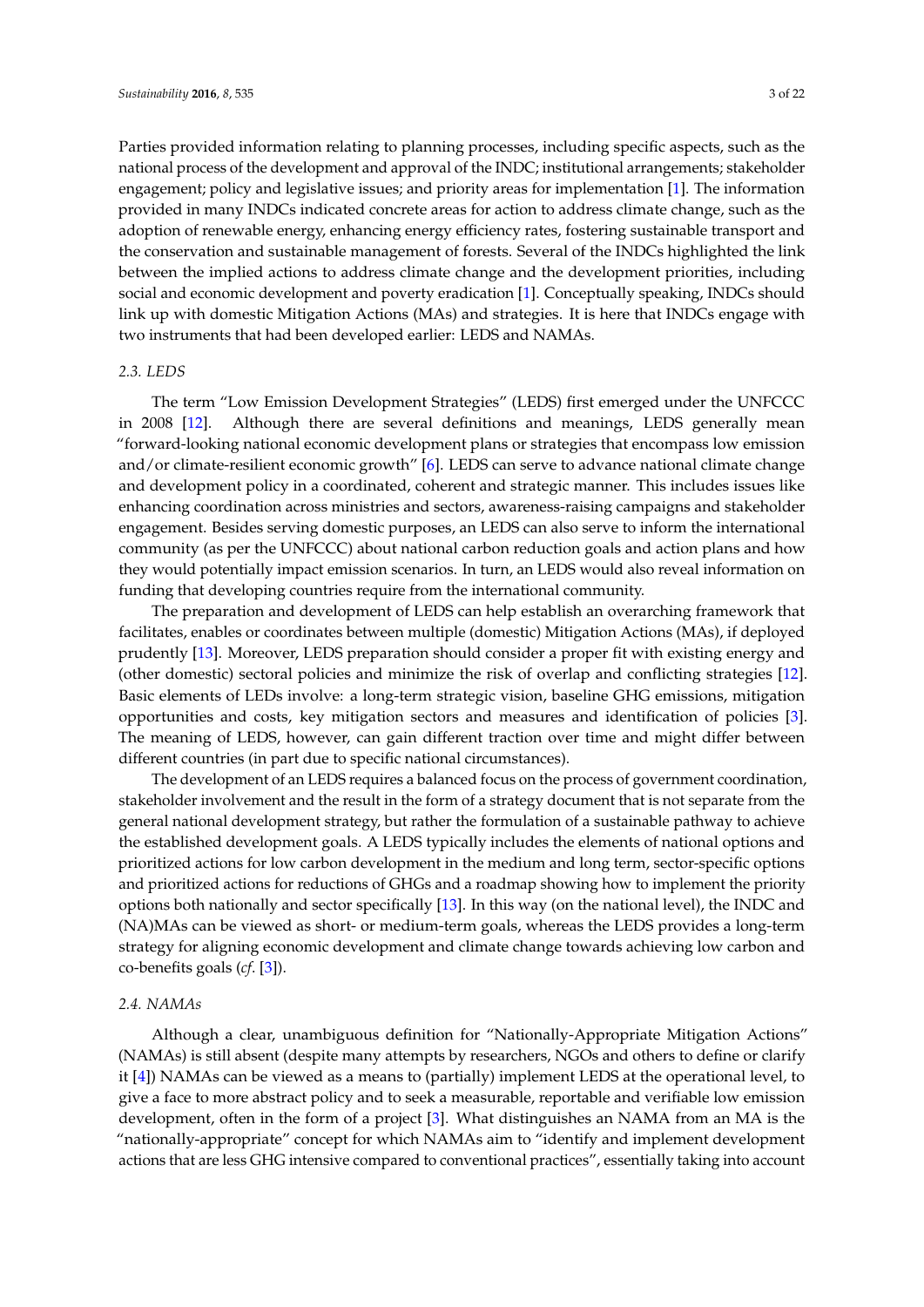Parties provided information relating to planning processes, including specific aspects, such as the national process of the development and approval of the INDC; institutional arrangements; stakeholder engagement; policy and legislative issues; and priority areas for implementation [1]. The information provided in many INDCs indicated concrete areas for action to address climate change, such as the adoption of renewable energy, enhancing energy efficiency rates, fostering sustainable transport and the conservation and sustainable management of forests. Several of the INDCs highlighted the link between the implied actions to address climate change and the development priorities, including social and economic development and poverty eradication [1]. Conceptually speaking, INDCs should link up with domestic Mitigation Actions (MAs) and strategies. It is here that INDCs engage with two instruments that had been developed earlier: LEDS and NAMAs.

### *2.3. LEDS*

The term "Low Emission Development Strategies" (LEDS) first emerged under the UNFCCC in 2008 [12]. Although there are several definitions and meanings, LEDS generally mean "forward-looking national economic development plans or strategies that encompass low emission and/or climate-resilient economic growth" [6]. LEDS can serve to advance national climate change and development policy in a coordinated, coherent and strategic manner. This includes issues like enhancing coordination across ministries and sectors, awareness-raising campaigns and stakeholder engagement. Besides serving domestic purposes, an LEDS can also serve to inform the international community (as per the UNFCCC) about national carbon reduction goals and action plans and how they would potentially impact emission scenarios. In turn, an LEDS would also reveal information on funding that developing countries require from the international community.

The preparation and development of LEDS can help establish an overarching framework that facilitates, enables or coordinates between multiple (domestic) Mitigation Actions (MAs), if deployed prudently [13]. Moreover, LEDS preparation should consider a proper fit with existing energy and (other domestic) sectoral policies and minimize the risk of overlap and conflicting strategies [12]. Basic elements of LEDs involve: a long-term strategic vision, baseline GHG emissions, mitigation opportunities and costs, key mitigation sectors and measures and identification of policies [3]. The meaning of LEDS, however, can gain different traction over time and might differ between different countries (in part due to specific national circumstances).

The development of an LEDS requires a balanced focus on the process of government coordination, stakeholder involvement and the result in the form of a strategy document that is not separate from the general national development strategy, but rather the formulation of a sustainable pathway to achieve the established development goals. A LEDS typically includes the elements of national options and prioritized actions for low carbon development in the medium and long term, sector-specific options and prioritized actions for reductions of GHGs and a roadmap showing how to implement the priority options both nationally and sector specifically [13]. In this way (on the national level), the INDC and (NA)MAs can be viewed as short- or medium-term goals, whereas the LEDS provides a long-term strategy for aligning economic development and climate change towards achieving low carbon and co-benefits goals (*cf.* [3]).

### *2.4. NAMAs*

Although a clear, unambiguous definition for "Nationally-Appropriate Mitigation Actions" (NAMAs) is still absent (despite many attempts by researchers, NGOs and others to define or clarify it [4]) NAMAs can be viewed as a means to (partially) implement LEDS at the operational level, to give a face to more abstract policy and to seek a measurable, reportable and verifiable low emission development, often in the form of a project [3]. What distinguishes an NAMA from an MA is the "nationally-appropriate" concept for which NAMAs aim to "identify and implement development actions that are less GHG intensive compared to conventional practices", essentially taking into account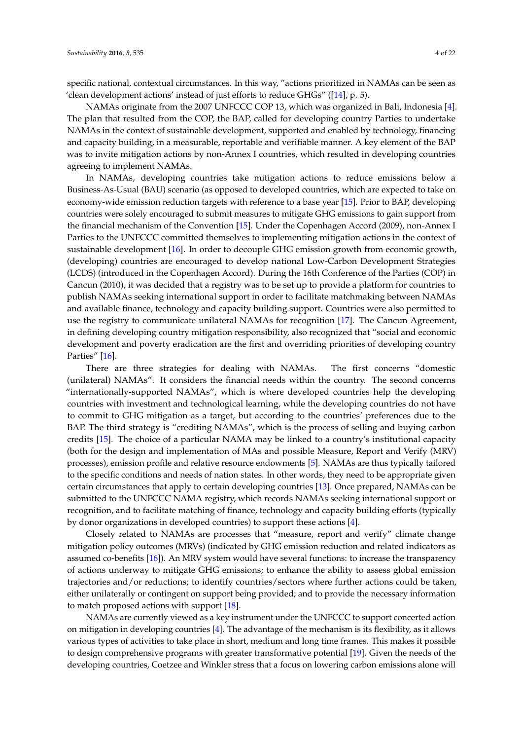specific national, contextual circumstances. In this way, "actions prioritized in NAMAs can be seen as 'clean development actions' instead of just efforts to reduce GHGs" ([14], p. 5).

NAMAs originate from the 2007 UNFCCC COP 13, which was organized in Bali, Indonesia [4]. The plan that resulted from the COP, the BAP, called for developing country Parties to undertake NAMAs in the context of sustainable development, supported and enabled by technology, financing and capacity building, in a measurable, reportable and verifiable manner. A key element of the BAP was to invite mitigation actions by non-Annex I countries, which resulted in developing countries agreeing to implement NAMAs.

In NAMAs, developing countries take mitigation actions to reduce emissions below a Business-As-Usual (BAU) scenario (as opposed to developed countries, which are expected to take on economy-wide emission reduction targets with reference to a base year [15]. Prior to BAP, developing countries were solely encouraged to submit measures to mitigate GHG emissions to gain support from the financial mechanism of the Convention [15]. Under the Copenhagen Accord (2009), non-Annex I Parties to the UNFCCC committed themselves to implementing mitigation actions in the context of sustainable development [16]. In order to decouple GHG emission growth from economic growth, (developing) countries are encouraged to develop national Low-Carbon Development Strategies (LCDS) (introduced in the Copenhagen Accord). During the 16th Conference of the Parties (COP) in Cancun (2010), it was decided that a registry was to be set up to provide a platform for countries to publish NAMAs seeking international support in order to facilitate matchmaking between NAMAs and available finance, technology and capacity building support. Countries were also permitted to use the registry to communicate unilateral NAMAs for recognition [17]. The Cancun Agreement, in defining developing country mitigation responsibility, also recognized that "social and economic development and poverty eradication are the first and overriding priorities of developing country Parties" [16].

There are three strategies for dealing with NAMAs. The first concerns "domestic (unilateral) NAMAs". It considers the financial needs within the country. The second concerns "internationally-supported NAMAs", which is where developed countries help the developing countries with investment and technological learning, while the developing countries do not have to commit to GHG mitigation as a target, but according to the countries' preferences due to the BAP. The third strategy is "crediting NAMAs", which is the process of selling and buying carbon credits [15]. The choice of a particular NAMA may be linked to a country's institutional capacity (both for the design and implementation of MAs and possible Measure, Report and Verify (MRV) processes), emission profile and relative resource endowments [5]. NAMAs are thus typically tailored to the specific conditions and needs of nation states. In other words, they need to be appropriate given certain circumstances that apply to certain developing countries [13]. Once prepared, NAMAs can be submitted to the UNFCCC NAMA registry, which records NAMAs seeking international support or recognition, and to facilitate matching of finance, technology and capacity building efforts (typically by donor organizations in developed countries) to support these actions [4].

Closely related to NAMAs are processes that "measure, report and verify" climate change mitigation policy outcomes (MRVs) (indicated by GHG emission reduction and related indicators as assumed co-benefits [16]). An MRV system would have several functions: to increase the transparency of actions underway to mitigate GHG emissions; to enhance the ability to assess global emission trajectories and/or reductions; to identify countries/sectors where further actions could be taken, either unilaterally or contingent on support being provided; and to provide the necessary information to match proposed actions with support [18].

NAMAs are currently viewed as a key instrument under the UNFCCC to support concerted action on mitigation in developing countries [4]. The advantage of the mechanism is its flexibility, as it allows various types of activities to take place in short, medium and long time frames. This makes it possible to design comprehensive programs with greater transformative potential [19]. Given the needs of the developing countries, Coetzee and Winkler stress that a focus on lowering carbon emissions alone will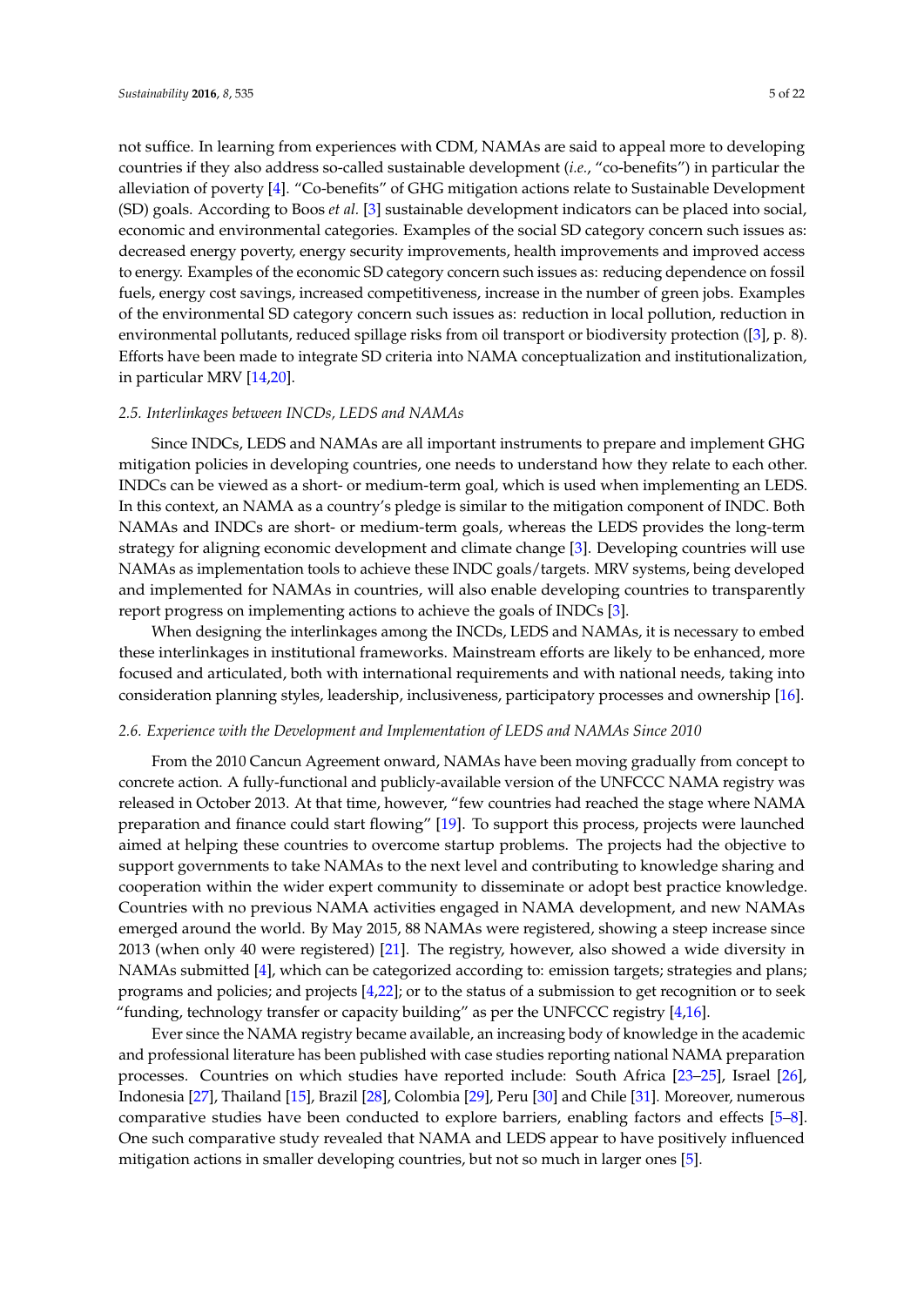not suffice. In learning from experiences with CDM, NAMAs are said to appeal more to developing countries if they also address so-called sustainable development (*i.e.*, "co-benefits") in particular the alleviation of poverty [4]. "Co-benefits" of GHG mitigation actions relate to Sustainable Development (SD) goals. According to Boos *et al.* [3] sustainable development indicators can be placed into social, economic and environmental categories. Examples of the social SD category concern such issues as: decreased energy poverty, energy security improvements, health improvements and improved access to energy. Examples of the economic SD category concern such issues as: reducing dependence on fossil fuels, energy cost savings, increased competitiveness, increase in the number of green jobs. Examples of the environmental SD category concern such issues as: reduction in local pollution, reduction in environmental pollutants, reduced spillage risks from oil transport or biodiversity protection ([3], p. 8). Efforts have been made to integrate SD criteria into NAMA conceptualization and institutionalization, in particular MRV [14,20].

### *2.5. Interlinkages between INCDs, LEDS and NAMAs*

Since INDCs, LEDS and NAMAs are all important instruments to prepare and implement GHG mitigation policies in developing countries, one needs to understand how they relate to each other. INDCs can be viewed as a short- or medium-term goal, which is used when implementing an LEDS. In this context, an NAMA as a country's pledge is similar to the mitigation component of INDC. Both NAMAs and INDCs are short- or medium-term goals, whereas the LEDS provides the long-term strategy for aligning economic development and climate change [3]. Developing countries will use NAMAs as implementation tools to achieve these INDC goals/targets. MRV systems, being developed and implemented for NAMAs in countries, will also enable developing countries to transparently report progress on implementing actions to achieve the goals of INDCs [3].

When designing the interlinkages among the INCDs, LEDS and NAMAs, it is necessary to embed these interlinkages in institutional frameworks. Mainstream efforts are likely to be enhanced, more focused and articulated, both with international requirements and with national needs, taking into consideration planning styles, leadership, inclusiveness, participatory processes and ownership [16].

### *2.6. Experience with the Development and Implementation of LEDS and NAMAs Since 2010*

From the 2010 Cancun Agreement onward, NAMAs have been moving gradually from concept to concrete action. A fully-functional and publicly-available version of the UNFCCC NAMA registry was released in October 2013. At that time, however, "few countries had reached the stage where NAMA preparation and finance could start flowing" [19]. To support this process, projects were launched aimed at helping these countries to overcome startup problems. The projects had the objective to support governments to take NAMAs to the next level and contributing to knowledge sharing and cooperation within the wider expert community to disseminate or adopt best practice knowledge. Countries with no previous NAMA activities engaged in NAMA development, and new NAMAs emerged around the world. By May 2015, 88 NAMAs were registered, showing a steep increase since 2013 (when only 40 were registered) [21]. The registry, however, also showed a wide diversity in NAMAs submitted [4], which can be categorized according to: emission targets; strategies and plans; programs and policies; and projects [4,22]; or to the status of a submission to get recognition or to seek "funding, technology transfer or capacity building" as per the UNFCCC registry [4,16].

Ever since the NAMA registry became available, an increasing body of knowledge in the academic and professional literature has been published with case studies reporting national NAMA preparation processes. Countries on which studies have reported include: South Africa [23–25], Israel [26], Indonesia [27], Thailand [15], Brazil [28], Colombia [29], Peru [30] and Chile [31]. Moreover, numerous comparative studies have been conducted to explore barriers, enabling factors and effects [5–8]. One such comparative study revealed that NAMA and LEDS appear to have positively influenced mitigation actions in smaller developing countries, but not so much in larger ones [5].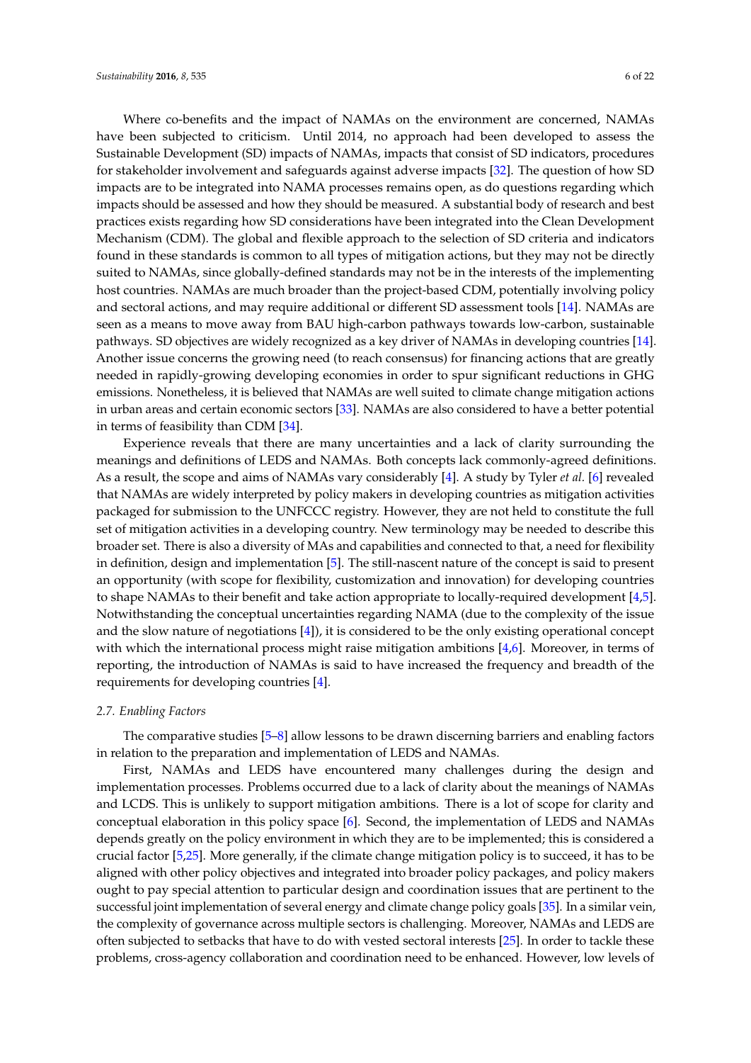Where co-benefits and the impact of NAMAs on the environment are concerned, NAMAs have been subjected to criticism. Until 2014, no approach had been developed to assess the Sustainable Development (SD) impacts of NAMAs, impacts that consist of SD indicators, procedures for stakeholder involvement and safeguards against adverse impacts [32]. The question of how SD impacts are to be integrated into NAMA processes remains open, as do questions regarding which impacts should be assessed and how they should be measured. A substantial body of research and best practices exists regarding how SD considerations have been integrated into the Clean Development Mechanism (CDM). The global and flexible approach to the selection of SD criteria and indicators found in these standards is common to all types of mitigation actions, but they may not be directly suited to NAMAs, since globally-defined standards may not be in the interests of the implementing host countries. NAMAs are much broader than the project-based CDM, potentially involving policy and sectoral actions, and may require additional or different SD assessment tools [14]. NAMAs are seen as a means to move away from BAU high-carbon pathways towards low-carbon, sustainable pathways. SD objectives are widely recognized as a key driver of NAMAs in developing countries [14]. Another issue concerns the growing need (to reach consensus) for financing actions that are greatly needed in rapidly-growing developing economies in order to spur significant reductions in GHG emissions. Nonetheless, it is believed that NAMAs are well suited to climate change mitigation actions in urban areas and certain economic sectors [33]. NAMAs are also considered to have a better potential in terms of feasibility than CDM [34].

Experience reveals that there are many uncertainties and a lack of clarity surrounding the meanings and definitions of LEDS and NAMAs. Both concepts lack commonly-agreed definitions. As a result, the scope and aims of NAMAs vary considerably [4]. A study by Tyler *et al.* [6] revealed that NAMAs are widely interpreted by policy makers in developing countries as mitigation activities packaged for submission to the UNFCCC registry. However, they are not held to constitute the full set of mitigation activities in a developing country. New terminology may be needed to describe this broader set. There is also a diversity of MAs and capabilities and connected to that, a need for flexibility in definition, design and implementation [5]. The still-nascent nature of the concept is said to present an opportunity (with scope for flexibility, customization and innovation) for developing countries to shape NAMAs to their benefit and take action appropriate to locally-required development [4,5]. Notwithstanding the conceptual uncertainties regarding NAMA (due to the complexity of the issue and the slow nature of negotiations [4]), it is considered to be the only existing operational concept with which the international process might raise mitigation ambitions [4,6]. Moreover, in terms of reporting, the introduction of NAMAs is said to have increased the frequency and breadth of the requirements for developing countries [4].

### 2.7. Enabling Factors

The comparative studies [5–8] allow lessons to be drawn discerning barriers and enabling factors in relation to the preparation and implementation of LEDS and NAMAs.

First, NAMAs and LEDS have encountered many challenges during the design and implementation processes. Problems occurred due to a lack of clarity about the meanings of NAMAs and LCDS. This is unlikely to support mitigation ambitions. There is a lot of scope for clarity and conceptual elaboration in this policy space [6]. Second, the implementation of LEDS and NAMAs depends greatly on the policy environment in which they are to be implemented; this is considered a crucial factor [5,25]. More generally, if the climate change mitigation policy is to succeed, it has to be aligned with other policy objectives and integrated into broader policy packages, and policy makers ought to pay special attention to particular design and coordination issues that are pertinent to the successful joint implementation of several energy and climate change policy goals [35]. In a similar vein, the complexity of governance across multiple sectors is challenging. Moreover, NAMAs and LEDS are often subjected to setbacks that have to do with vested sectoral interests [25]. In order to tackle these problems, cross-agency collaboration and coordination need to be enhanced. However, low levels of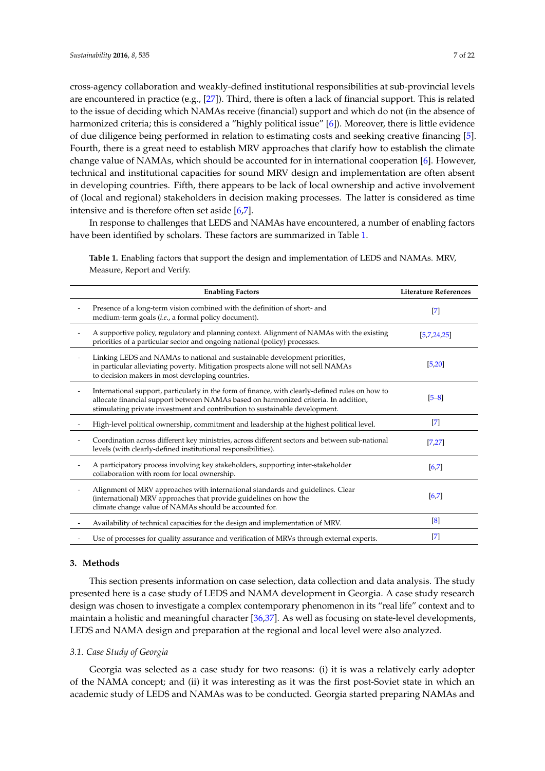cross-agency collaboration and weakly-defined institutional responsibilities at sub-provincial levels are encountered in practice (e.g., [27]). Third, there is often a lack of financial support. This is related to the issue of deciding which NAMAs receive (financial) support and which do not (in the absence of harmonized criteria; this is considered a "highly political issue" [6]). Moreover, there is little evidence of due diligence being performed in relation to estimating costs and seeking creative financing [5]. Fourth, there is a great need to establish MRV approaches that clarify how to establish the climate change value of NAMAs, which should be accounted for in international cooperation [6]. However, technical and institutional capacities for sound MRV design and implementation are often absent in developing countries. Fifth, there appears to be lack of local ownership and active involvement of (local and regional) stakeholders in decision making processes. The latter is considered as time intensive and is therefore often set aside [6,7].

In response to challenges that LEDS and NAMAs have encountered, a number of enabling factors have been identified by scholars. These factors are summarized in Table 1.

**Table 1.** Enabling factors that support the design and implementation of LEDS and NAMAs. MRV, Measure, Report and Verify.

| Enabling Factors | Literature References |
|---|---|
| - Presence of a long-term vision combined with the definition of short- and medium-term goals (*i.e.*, a formal policy document). | [7] |
| - A supportive policy, regulatory and planning context. Alignment of NAMAs with the existing priorities of a particular sector and ongoing national (policy) processes. | [5,7,24,25] |
| - Linking LEDS and NAMAs to national and sustainable development priorities, in particular alleviating poverty. Mitigation prospects alone will not sell NAMAs to decision makers in most developing countries. | [5,20] |
| - International support, particularly in the form of finance, with clearly-defined rules on how to allocate financial support between NAMAs based on harmonized criteria. In addition, stimulating private investment and contribution to sustainable development. | [5–8] |
| - High-level political ownership, commitment and leadership at the highest political level. | [7] |
| - Coordination across different key ministries, across different sectors and between sub-national levels (with clearly-defined institutional responsibilities). | [7,27] |
| - A participatory process involving key stakeholders, supporting inter-stakeholder collaboration with room for local ownership. | [6,7] |
| - Alignment of MRV approaches with international standards and guidelines. Clear (international) MRV approaches that provide guidelines on how the climate change value of NAMAs should be accounted for. | [6,7] |
| - Availability of technical capacities for the design and implementation of MRV. | [8] |
| - Use of processes for quality assurance and verification of MRVs through external experts. | [7] |

## 3. Methods

This section presents information on case selection, data collection and data analysis. The study presented here is a case study of LEDS and NAMA development in Georgia. A case study research design was chosen to investigate a complex contemporary phenomenon in its "real life" context and to maintain a holistic and meaningful character [36,37]. As well as focusing on state-level developments, LEDS and NAMA design and preparation at the regional and local level were also analyzed.

### *3.1. Case Study of Georgia*

Georgia was selected as a case study for two reasons: (i) it is was a relatively early adopter of the NAMA concept; and (ii) it was interesting as it was the first post-Soviet state in which an academic study of LEDS and NAMAs was to be conducted. Georgia started preparing NAMAs and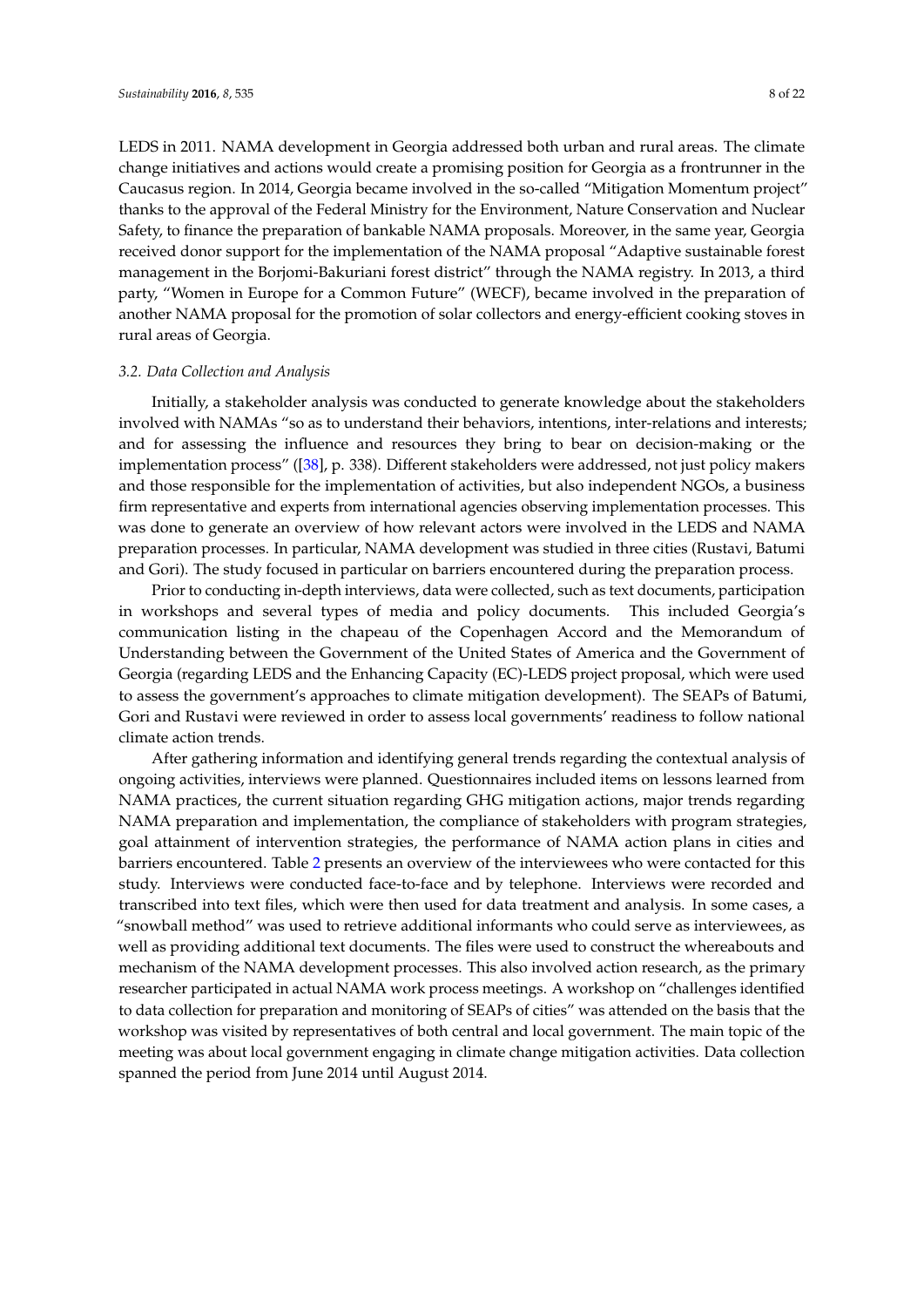LEDS in 2011. NAMA development in Georgia addressed both urban and rural areas. The climate change initiatives and actions would create a promising position for Georgia as a frontrunner in the Caucasus region. In 2014, Georgia became involved in the so-called "Mitigation Momentum project" thanks to the approval of the Federal Ministry for the Environment, Nature Conservation and Nuclear Safety, to finance the preparation of bankable NAMA proposals. Moreover, in the same year, Georgia received donor support for the implementation of the NAMA proposal "Adaptive sustainable forest management in the Borjomi-Bakuriani forest district" through the NAMA registry. In 2013, a third party, "Women in Europe for a Common Future" (WECF), became involved in the preparation of another NAMA proposal for the promotion of solar collectors and energy-efficient cooking stoves in rural areas of Georgia.

### *3.2. Data Collection and Analysis*

Initially, a stakeholder analysis was conducted to generate knowledge about the stakeholders involved with NAMAs "so as to understand their behaviors, intentions, inter-relations and interests; and for assessing the influence and resources they bring to bear on decision-making or the implementation process" ([38], p. 338). Different stakeholders were addressed, not just policy makers and those responsible for the implementation of activities, but also independent NGOs, a business firm representative and experts from international agencies observing implementation processes. This was done to generate an overview of how relevant actors were involved in the LEDS and NAMA preparation processes. In particular, NAMA development was studied in three cities (Rustavi, Batumi and Gori). The study focused in particular on barriers encountered during the preparation process.

Prior to conducting in-depth interviews, data were collected, such as text documents, participation in workshops and several types of media and policy documents. This included Georgia's communication listing in the chapeau of the Copenhagen Accord and the Memorandum of Understanding between the Government of the United States of America and the Government of Georgia (regarding LEDS and the Enhancing Capacity (EC)-LEDS project proposal, which were used to assess the government's approaches to climate mitigation development). The SEAPs of Batumi, Gori and Rustavi were reviewed in order to assess local governments' readiness to follow national climate action trends.

After gathering information and identifying general trends regarding the contextual analysis of ongoing activities, interviews were planned. Questionnaires included items on lessons learned from NAMA practices, the current situation regarding GHG mitigation actions, major trends regarding NAMA preparation and implementation, the compliance of stakeholders with program strategies, goal attainment of intervention strategies, the performance of NAMA action plans in cities and barriers encountered. Table 2 presents an overview of the interviewees who were contacted for this study. Interviews were conducted face-to-face and by telephone. Interviews were recorded and transcribed into text files, which were then used for data treatment and analysis. In some cases, a "snowball method" was used to retrieve additional informants who could serve as interviewees, as well as providing additional text documents. The files were used to construct the whereabouts and mechanism of the NAMA development processes. This also involved action research, as the primary researcher participated in actual NAMA work process meetings. A workshop on "challenges identified to data collection for preparation and monitoring of SEAPs of cities" was attended on the basis that the workshop was visited by representatives of both central and local government. The main topic of the meeting was about local government engaging in climate change mitigation activities. Data collection spanned the period from June 2014 until August 2014.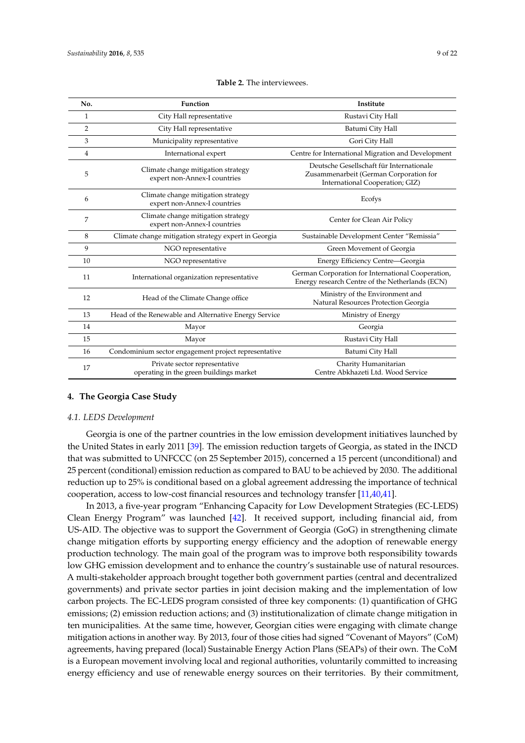**Table 2.** The interviewees.

| No. | Function | Institute |
|---|---|---|
| 1 | City Hall representative | Rustavi City Hall |
| 2 | City Hall representative | Batumi City Hall |
| 3 | Municipality representative | Gori City Hall |
| 4 | International expert | Centre for International Migration and Development |
| 5 | Climate change mitigation strategy expert non-Annex-I countries | Deutsche Gesellschaft für Internationale Zusammenarbeit (German Corporation for International Cooperation; GIZ) |
| 6 | Climate change mitigation strategy expert non-Annex-I countries | Ecofys |
| 7 | Climate change mitigation strategy expert non-Annex-I countries | Center for Clean Air Policy |
| 8 | Climate change mitigation strategy expert in Georgia | Sustainable Development Center "Remissia" |
| 9 | NGO representative | Green Movement of Georgia |
| 10 | NGO representative | Energy Efficiency Centre—Georgia |
| 11 | International organization representative | German Corporation for International Cooperation, Energy research Centre of the Netherlands (ECN) |
| 12 | Head of the Climate Change office | Ministry of the Environment and Natural Resources Protection Georgia |
| 13 | Head of the Renewable and Alternative Energy Service | Ministry of Energy |
| 14 | Mayor | Georgia |
| 15 | Mayor | Rustavi City Hall |
| 16 | Condominium sector engagement project representative | Batumi City Hall |
| 17 | Private sector representative operating in the green buildings market | Charity Humanitarian Centre Abkhazeti Ltd. Wood Service |

## 4. The Georgia Case Study

### *4.1. LEDS Development*

Georgia is one of the partner countries in the low emission development initiatives launched by the United States in early 2011 [39]. The emission reduction targets of Georgia, as stated in the INCD that was submitted to UNFCCC (on 25 September 2015), concerned a 15 percent (unconditional) and 25 percent (conditional) emission reduction as compared to BAU to be achieved by 2030. The additional reduction up to 25% is conditional based on a global agreement addressing the importance of technical cooperation, access to low-cost financial resources and technology transfer [11,40,41].

In 2013, a five-year program "Enhancing Capacity for Low Development Strategies (EC-LEDS) Clean Energy Program" was launched [42]. It received support, including financial aid, from US-AID. The objective was to support the Government of Georgia (GoG) in strengthening climate change mitigation efforts by supporting energy efficiency and the adoption of renewable energy production technology. The main goal of the program was to improve both responsibility towards low GHG emission development and to enhance the country's sustainable use of natural resources. A multi-stakeholder approach brought together both government parties (central and decentralized governments) and private sector parties in joint decision making and the implementation of low carbon projects. The EC-LEDS program consisted of three key components: (1) quantification of GHG emissions; (2) emission reduction actions; and (3) institutionalization of climate change mitigation in ten municipalities. At the same time, however, Georgian cities were engaging with climate change mitigation actions in another way. By 2013, four of those cities had signed "Covenant of Mayors" (CoM) agreements, having prepared (local) Sustainable Energy Action Plans (SEAPs) of their own. The CoM is a European movement involving local and regional authorities, voluntarily committed to increasing energy efficiency and use of renewable energy sources on their territories. By their commitment,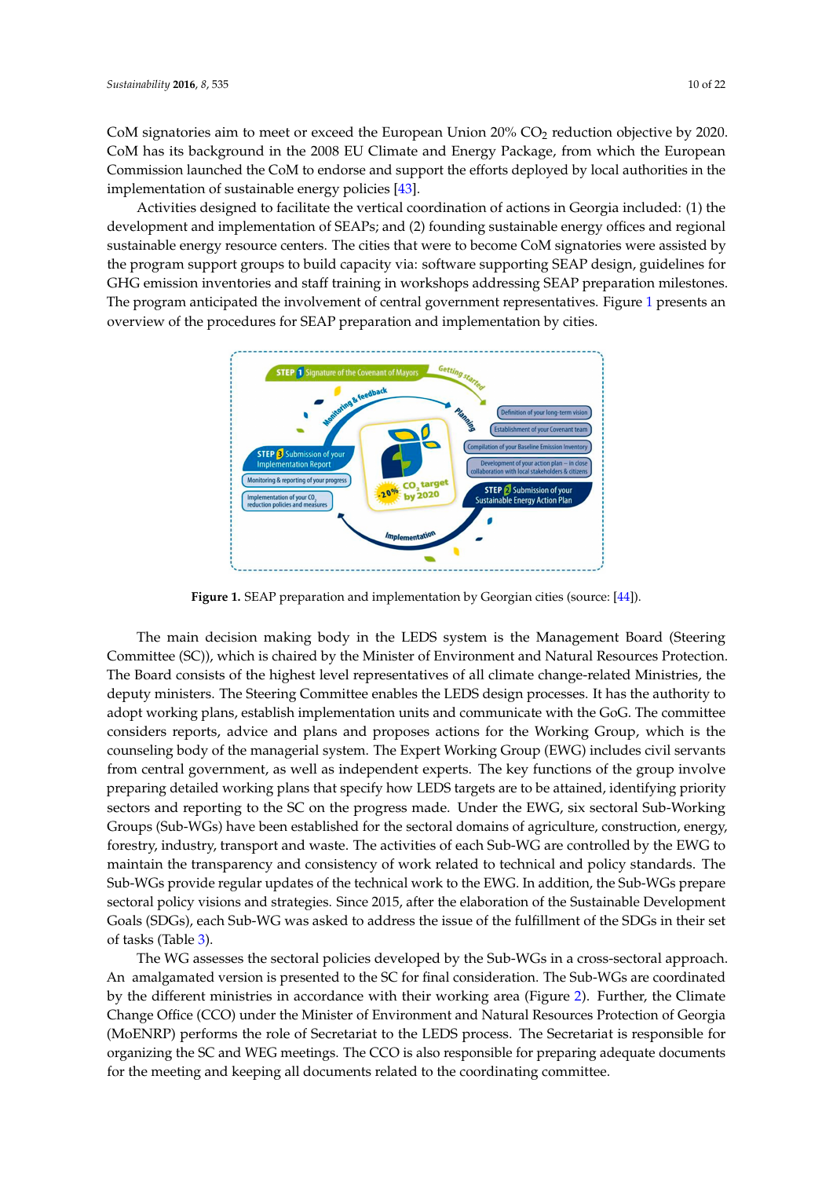CoM signatories aim to meet or exceed the European Union 20% $CO_2$ reduction objective by 2020. CoM has its background in the 2008 EU Climate and Energy Package, from which the European Commission launched the CoM to endorse and support the efforts deployed by local authorities in the implementation of sustainable energy policies [43].

Activities designed to facilitate the vertical coordination of actions in Georgia included: (1) the development and implementation of SEAPs; and (2) founding sustainable energy offices and regional sustainable energy resource centers. The cities that were to become CoM signatories were assisted by the program support groups to build capacity via: software supporting SEAP design, guidelines for GHG emission inventories and staff training in workshops addressing SEAP preparation milestones. The program anticipated the involvement of central government representatives. Figure 1 presents an overview of the procedures for SEAP preparation and implementation by cities.

**Figure 1.** SEAP preparation and implementation by Georgian cities (source: [44]).

The main decision making body in the LEDS system is the Management Board (Steering Committee (SC)), which is chaired by the Minister of Environment and Natural Resources Protection. The Board consists of the highest level representatives of all climate change-related Ministries, the deputy ministers. The Steering Committee enables the LEDS design processes. It has the authority to adopt working plans, establish implementation units and communicate with the GoG. The committee considers reports, advice and plans and proposes actions for the Working Group, which is the counseling body of the managerial system. The Expert Working Group (EWG) includes civil servants from central government, as well as independent experts. The key functions of the group involve preparing detailed working plans that specify how LEDS targets are to be attained, identifying priority sectors and reporting to the SC on the progress made. Under the EWG, six sectoral Sub-Working Groups (Sub-WGs) have been established for the sectoral domains of agriculture, construction, energy, forestry, industry, transport and waste. The activities of each Sub-WG are controlled by the EWG to maintain the transparency and consistency of work related to technical and policy standards. The Sub-WGs provide regular updates of the technical work to the EWG. In addition, the Sub-WGs prepare sectoral policy visions and strategies. Since 2015, after the elaboration of the Sustainable Development Goals (SDGs), each Sub-WG was asked to address the issue of the fulfillment of the SDGs in their set of tasks (Table 3).

The WG assesses the sectoral policies developed by the Sub-WGs in a cross-sectoral approach. An amalgamated version is presented to the SC for final consideration. The Sub-WGs are coordinated by the different ministries in accordance with their working area (Figure 2). Further, the Climate Change Office (CCO) under the Minister of Environment and Natural Resources Protection of Georgia (MoENRP) performs the role of Secretariat to the LEDS process. The Secretariat is responsible for organizing the SC and WEG meetings. The CCO is also responsible for preparing adequate documents for the meeting and keeping all documents related to the coordinating committee.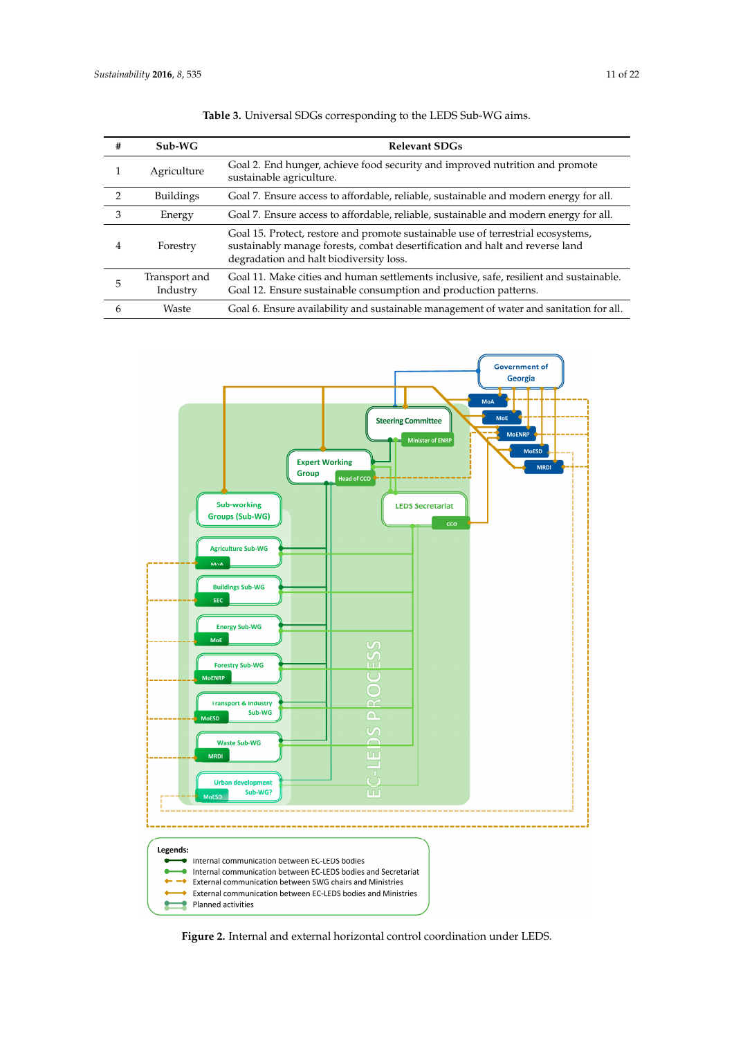**Table 3.** Universal SDGs corresponding to the LEDS Sub-WG aims.

| # | Sub-WG | Relevant SDGs |
|---|---|---|
| 1 | Agriculture | Goal 2. End hunger, achieve food security and improved nutrition and promote sustainable agriculture. |
| 2 | Buildings | Goal 7. Ensure access to affordable, reliable, sustainable and modern energy for all. |
| 3 | Energy | Goal 7. Ensure access to affordable, reliable, sustainable and modern energy for all. |
| 4 | Forestry | Goal 15. Protect, restore and promote sustainable use of terrestrial ecosystems, sustainably manage forests, combat desertification and halt and reverse land degradation and halt biodiversity loss. |
| 5 | Transport and Industry | Goal 11. Make cities and human settlements inclusive, safe, resilient and sustainable. Goal 12. Ensure sustainable consumption and production patterns. |
| 6 | Waste | Goal 6. Ensure availability and sustainable management of water and sanitation for all. |

**Figure 2.** Internal and external horizontal control coordination under LEDS.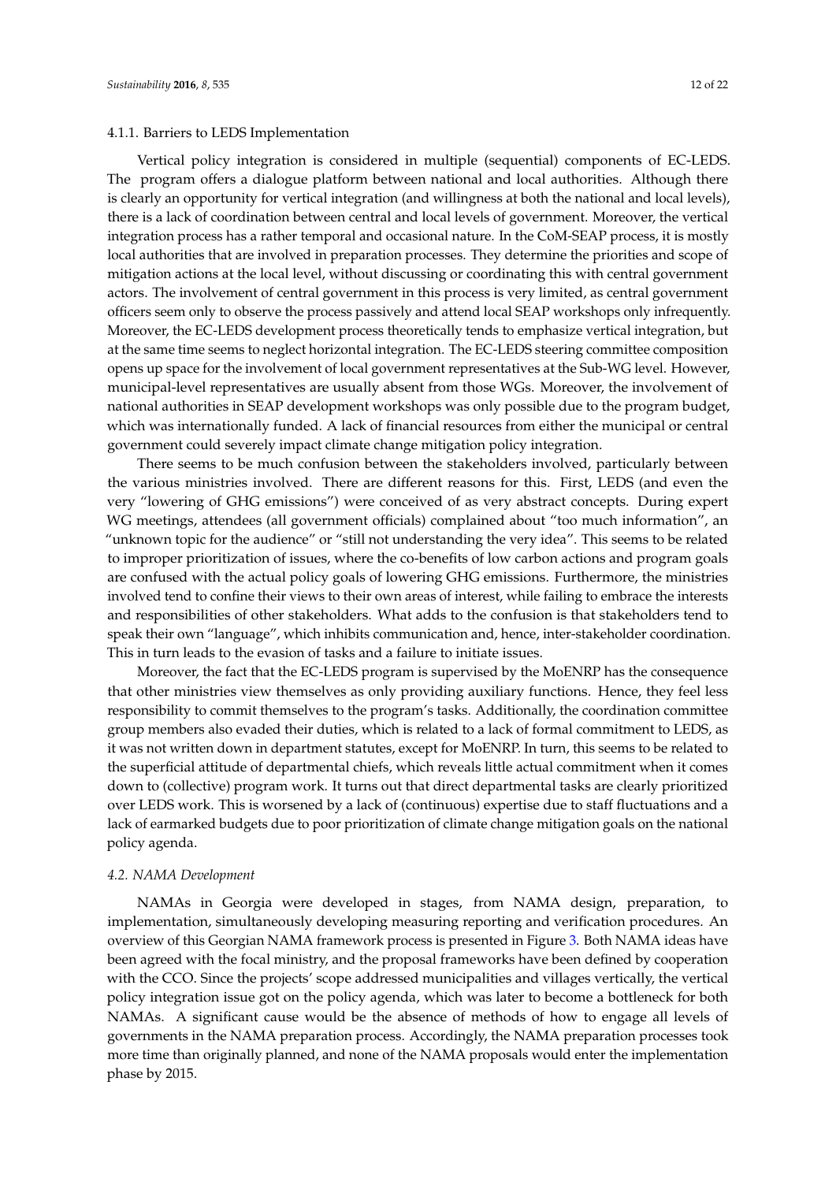#### 4.1.1. Barriers to LEDS Implementation

Vertical policy integration is considered in multiple (sequential) components of EC-LEDS. The program offers a dialogue platform between national and local authorities. Although there is clearly an opportunity for vertical integration (and willingness at both the national and local levels), there is a lack of coordination between central and local levels of government. Moreover, the vertical integration process has a rather temporal and occasional nature. In the CoM-SEAP process, it is mostly local authorities that are involved in preparation processes. They determine the priorities and scope of mitigation actions at the local level, without discussing or coordinating this with central government actors. The involvement of central government in this process is very limited, as central government officers seem only to observe the process passively and attend local SEAP workshops only infrequently. Moreover, the EC-LEDS development process theoretically tends to emphasize vertical integration, but at the same time seems to neglect horizontal integration. The EC-LEDS steering committee composition opens up space for the involvement of local government representatives at the Sub-WG level. However, municipal-level representatives are usually absent from those WGs. Moreover, the involvement of national authorities in SEAP development workshops was only possible due to the program budget, which was internationally funded. A lack of financial resources from either the municipal or central government could severely impact climate change mitigation policy integration.

There seems to be much confusion between the stakeholders involved, particularly between the various ministries involved. There are different reasons for this. First, LEDS (and even the very "lowering of GHG emissions") were conceived of as very abstract concepts. During expert WG meetings, attendees (all government officials) complained about "too much information", an "unknown topic for the audience" or "still not understanding the very idea". This seems to be related to improper prioritization of issues, where the co-benefits of low carbon actions and program goals are confused with the actual policy goals of lowering GHG emissions. Furthermore, the ministries involved tend to confine their views to their own areas of interest, while failing to embrace the interests and responsibilities of other stakeholders. What adds to the confusion is that stakeholders tend to speak their own "language", which inhibits communication and, hence, inter-stakeholder coordination. This in turn leads to the evasion of tasks and a failure to initiate issues.

Moreover, the fact that the EC-LEDS program is supervised by the MoENRP has the consequence that other ministries view themselves as only providing auxiliary functions. Hence, they feel less responsibility to commit themselves to the program's tasks. Additionally, the coordination committee group members also evaded their duties, which is related to a lack of formal commitment to LEDS, as it was not written down in department statutes, except for MoENRP. In turn, this seems to be related to the superficial attitude of departmental chiefs, which reveals little actual commitment when it comes down to (collective) program work. It turns out that direct departmental tasks are clearly prioritized over LEDS work. This is worsened by a lack of (continuous) expertise due to staff fluctuations and a lack of earmarked budgets due to poor prioritization of climate change mitigation goals on the national policy agenda.

### *4.2. NAMA Development*

NAMAs in Georgia were developed in stages, from NAMA design, preparation, to implementation, simultaneously developing measuring reporting and verification procedures. An overview of this Georgian NAMA framework process is presented in Figure 3. Both NAMA ideas have been agreed with the focal ministry, and the proposal frameworks have been defined by cooperation with the CCO. Since the projects' scope addressed municipalities and villages vertically, the vertical policy integration issue got on the policy agenda, which was later to become a bottleneck for both NAMAs. A significant cause would be the absence of methods of how to engage all levels of governments in the NAMA preparation process. Accordingly, the NAMA preparation processes took more time than originally planned, and none of the NAMA proposals would enter the implementation phase by 2015.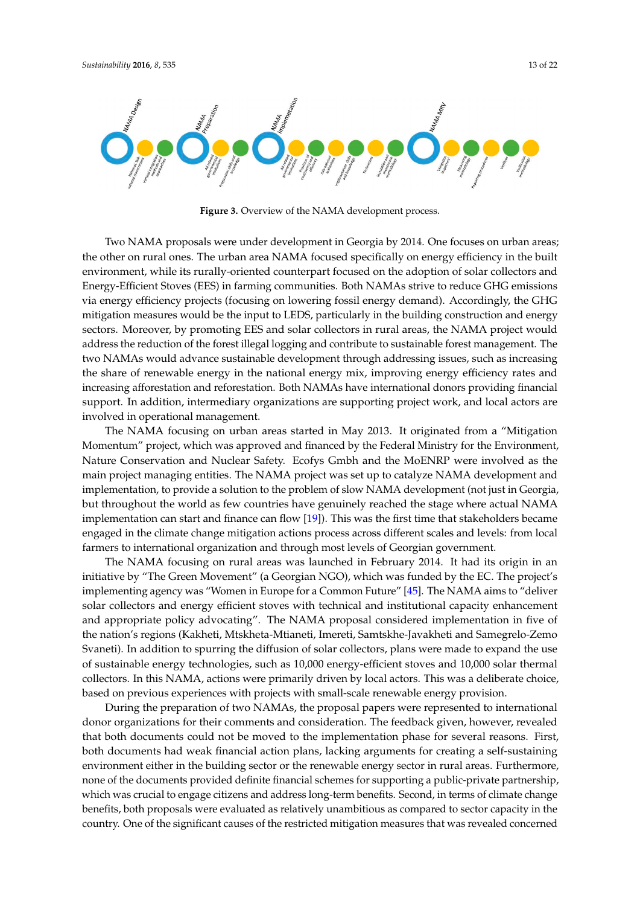**Figure 3.** Overview of the NAMA development process.

Two NAMA proposals were under development in Georgia by 2014. One focuses on urban areas; the other on rural ones. The urban area NAMA focused specifically on energy efficiency in the built environment, while its rurally-oriented counterpart focused on the adoption of solar collectors and Energy-Efficient Stoves (EES) in farming communities. Both NAMAs strive to reduce GHG emissions via energy efficiency projects (focusing on lowering fossil energy demand). Accordingly, the GHG mitigation measures would be the input to LEDS, particularly in the building construction and energy sectors. Moreover, by promoting EES and solar collectors in rural areas, the NAMA project would address the reduction of the forest illegal logging and contribute to sustainable forest management. The two NAMAs would advance sustainable development through addressing issues, such as increasing the share of renewable energy in the national energy mix, improving energy efficiency rates and increasing afforestation and reforestation. Both NAMAs have international donors providing financial support. In addition, intermediary organizations are supporting project work, and local actors are involved in operational management.

The NAMA focusing on urban areas started in May 2013. It originated from a "Mitigation Momentum" project, which was approved and financed by the Federal Ministry for the Environment, Nature Conservation and Nuclear Safety. Ecofys Gmbh and the MoENRP were involved as the main project managing entities. The NAMA project was set up to catalyze NAMA development and implementation, to provide a solution to the problem of slow NAMA development (not just in Georgia, but throughout the world as few countries have genuinely reached the stage where actual NAMA implementation can start and finance can flow [19]). This was the first time that stakeholders became engaged in the climate change mitigation actions process across different scales and levels: from local farmers to international organization and through most levels of Georgian government.

The NAMA focusing on rural areas was launched in February 2014. It had its origin in an initiative by "The Green Movement" (a Georgian NGO), which was funded by the EC. The project's implementing agency was "Women in Europe for a Common Future" [45]. The NAMA aims to "deliver solar collectors and energy efficient stoves with technical and institutional capacity enhancement and appropriate policy advocating". The NAMA proposal considered implementation in five of the nation's regions (Kakheti, Mtskheta-Mtianeti, Imereti, Samtskhe-Javakheti and Samegrelo-Zemo Svaneti). In addition to spurring the diffusion of solar collectors, plans were made to expand the use of sustainable energy technologies, such as 10,000 energy-efficient stoves and 10,000 solar thermal collectors. In this NAMA, actions were primarily driven by local actors. This was a deliberate choice, based on previous experiences with projects with small-scale renewable energy provision.

During the preparation of two NAMAs, the proposal papers were represented to international donor organizations for their comments and consideration. The feedback given, however, revealed that both documents could not be moved to the implementation phase for several reasons. First, both documents had weak financial action plans, lacking arguments for creating a self-sustaining environment either in the building sector or the renewable energy sector in rural areas. Furthermore, none of the documents provided definite financial schemes for supporting a public-private partnership, which was crucial to engage citizens and address long-term benefits. Second, in terms of climate change benefits, both proposals were evaluated as relatively unambitious as compared to sector capacity in the country. One of the significant causes of the restricted mitigation measures that was revealed concerned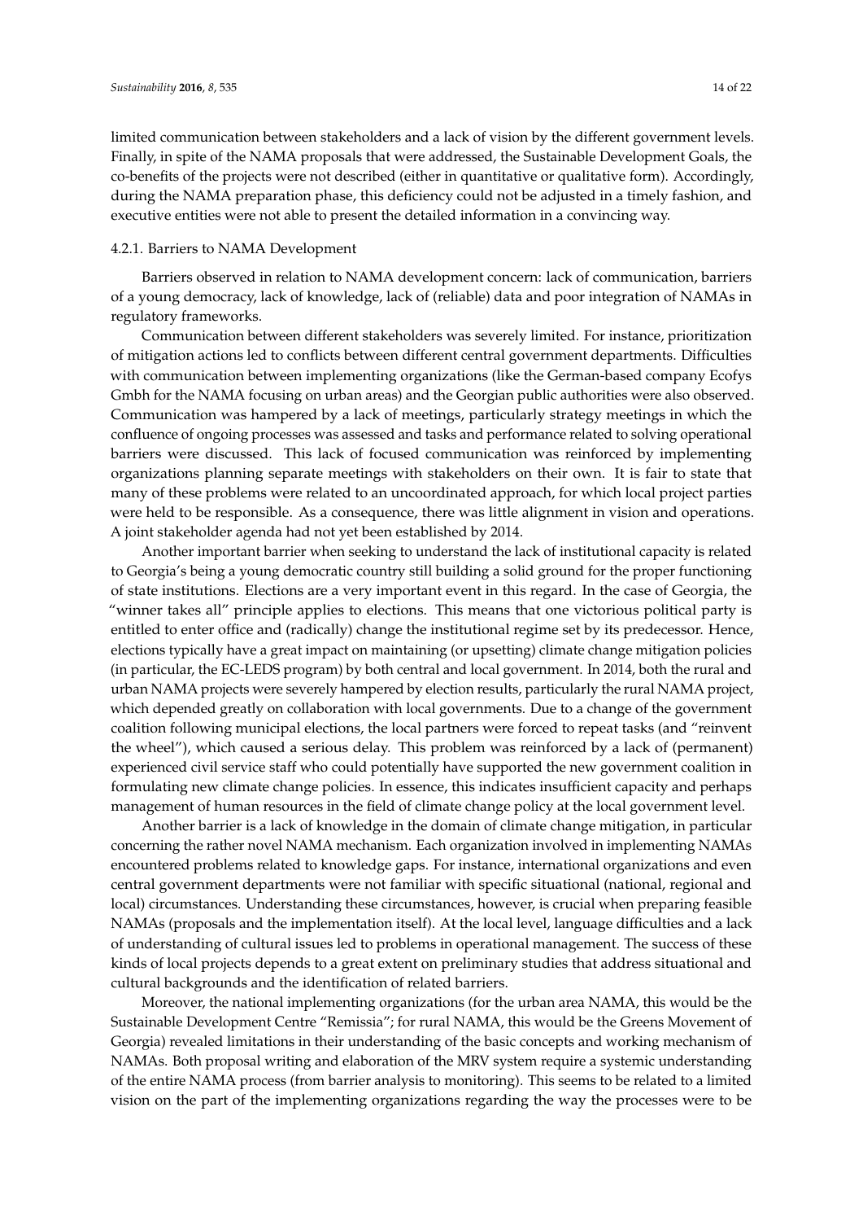limited communication between stakeholders and a lack of vision by the different government levels. Finally, in spite of the NAMA proposals that were addressed, the Sustainable Development Goals, the co-benefits of the projects were not described (either in quantitative or qualitative form). Accordingly, during the NAMA preparation phase, this deficiency could not be adjusted in a timely fashion, and executive entities were not able to present the detailed information in a convincing way.

#### 4.2.1. Barriers to NAMA Development

Barriers observed in relation to NAMA development concern: lack of communication, barriers of a young democracy, lack of knowledge, lack of (reliable) data and poor integration of NAMAs in regulatory frameworks.

Communication between different stakeholders was severely limited. For instance, prioritization of mitigation actions led to conflicts between different central government departments. Difficulties with communication between implementing organizations (like the German-based company Ecofys Gmbh for the NAMA focusing on urban areas) and the Georgian public authorities were also observed. Communication was hampered by a lack of meetings, particularly strategy meetings in which the confluence of ongoing processes was assessed and tasks and performance related to solving operational barriers were discussed. This lack of focused communication was reinforced by implementing organizations planning separate meetings with stakeholders on their own. It is fair to state that many of these problems were related to an uncoordinated approach, for which local project parties were held to be responsible. As a consequence, there was little alignment in vision and operations. A joint stakeholder agenda had not yet been established by 2014.

Another important barrier when seeking to understand the lack of institutional capacity is related to Georgia's being a young democratic country still building a solid ground for the proper functioning of state institutions. Elections are a very important event in this regard. In the case of Georgia, the "winner takes all" principle applies to elections. This means that one victorious political party is entitled to enter office and (radically) change the institutional regime set by its predecessor. Hence, elections typically have a great impact on maintaining (or upsetting) climate change mitigation policies (in particular, the EC-LEDS program) by both central and local government. In 2014, both the rural and urban NAMA projects were severely hampered by election results, particularly the rural NAMA project, which depended greatly on collaboration with local governments. Due to a change of the government coalition following municipal elections, the local partners were forced to repeat tasks (and "reinvent the wheel"), which caused a serious delay. This problem was reinforced by a lack of (permanent) experienced civil service staff who could potentially have supported the new government coalition in formulating new climate change policies. In essence, this indicates insufficient capacity and perhaps management of human resources in the field of climate change policy at the local government level.

Another barrier is a lack of knowledge in the domain of climate change mitigation, in particular concerning the rather novel NAMA mechanism. Each organization involved in implementing NAMAs encountered problems related to knowledge gaps. For instance, international organizations and even central government departments were not familiar with specific situational (national, regional and local) circumstances. Understanding these circumstances, however, is crucial when preparing feasible NAMAs (proposals and the implementation itself). At the local level, language difficulties and a lack of understanding of cultural issues led to problems in operational management. The success of these kinds of local projects depends to a great extent on preliminary studies that address situational and cultural backgrounds and the identification of related barriers.

Moreover, the national implementing organizations (for the urban area NAMA, this would be the Sustainable Development Centre "Remissia"; for rural NAMA, this would be the Greens Movement of Georgia) revealed limitations in their understanding of the basic concepts and working mechanism of NAMAs. Both proposal writing and elaboration of the MRV system require a systemic understanding of the entire NAMA process (from barrier analysis to monitoring). This seems to be related to a limited vision on the part of the implementing organizations regarding the way the processes were to be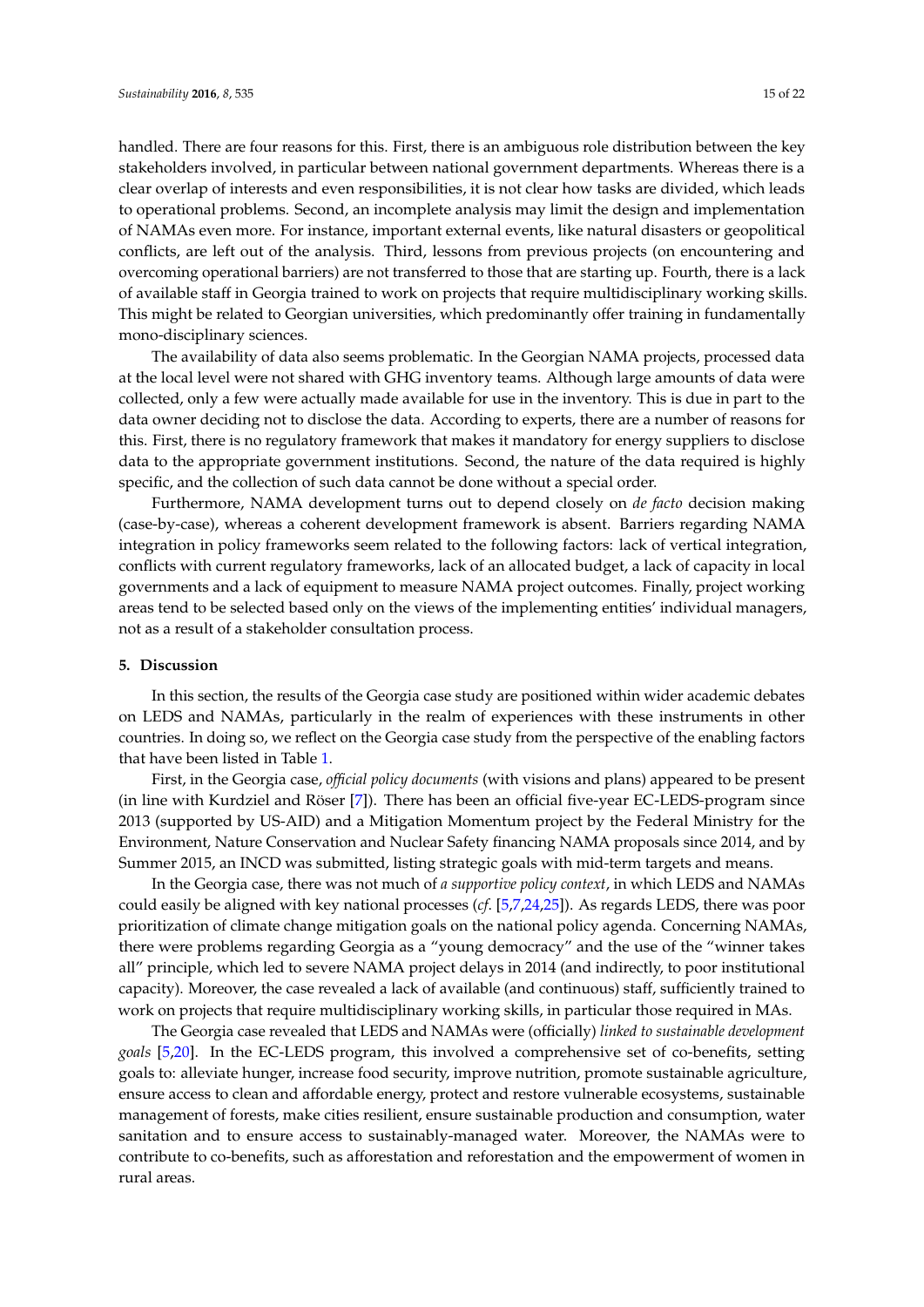handled. There are four reasons for this. First, there is an ambiguous role distribution between the key stakeholders involved, in particular between national government departments. Whereas there is a clear overlap of interests and even responsibilities, it is not clear how tasks are divided, which leads to operational problems. Second, an incomplete analysis may limit the design and implementation of NAMAs even more. For instance, important external events, like natural disasters or geopolitical conflicts, are left out of the analysis. Third, lessons from previous projects (on encountering and overcoming operational barriers) are not transferred to those that are starting up. Fourth, there is a lack of available staff in Georgia trained to work on projects that require multidisciplinary working skills. This might be related to Georgian universities, which predominantly offer training in fundamentally mono-disciplinary sciences.

The availability of data also seems problematic. In the Georgian NAMA projects, processed data at the local level were not shared with GHG inventory teams. Although large amounts of data were collected, only a few were actually made available for use in the inventory. This is due in part to the data owner deciding not to disclose the data. According to experts, there are a number of reasons for this. First, there is no regulatory framework that makes it mandatory for energy suppliers to disclose data to the appropriate government institutions. Second, the nature of the data required is highly specific, and the collection of such data cannot be done without a special order.

Furthermore, NAMA development turns out to depend closely on *de facto* decision making (case-by-case), whereas a coherent development framework is absent. Barriers regarding NAMA integration in policy frameworks seem related to the following factors: lack of vertical integration, conflicts with current regulatory frameworks, lack of an allocated budget, a lack of capacity in local governments and a lack of equipment to measure NAMA project outcomes. Finally, project working areas tend to be selected based only on the views of the implementing entities' individual managers, not as a result of a stakeholder consultation process.

## 5. Discussion

In this section, the results of the Georgia case study are positioned within wider academic debates on LEDS and NAMAs, particularly in the realm of experiences with these instruments in other countries. In doing so, we reflect on the Georgia case study from the perspective of the enabling factors that have been listed in Table 1.

First, in the Georgia case, *official policy documents* (with visions and plans) appeared to be present (in line with Kurdziel and Röser [7]). There has been an official five-year EC-LEDS-program since 2013 (supported by US-AID) and a Mitigation Momentum project by the Federal Ministry for the Environment, Nature Conservation and Nuclear Safety financing NAMA proposals since 2014, and by Summer 2015, an INCD was submitted, listing strategic goals with mid-term targets and means.

In the Georgia case, there was not much of *a supportive policy context*, in which LEDS and NAMAs could easily be aligned with key national processes (*cf.* [5,7,24,25]). As regards LEDS, there was poor prioritization of climate change mitigation goals on the national policy agenda. Concerning NAMAs, there were problems regarding Georgia as a "young democracy" and the use of the "winner takes all" principle, which led to severe NAMA project delays in 2014 (and indirectly, to poor institutional capacity). Moreover, the case revealed a lack of available (and continuous) staff, sufficiently trained to work on projects that require multidisciplinary working skills, in particular those required in MAs.

The Georgia case revealed that LEDS and NAMAs were (officially) *linked to sustainable development goals* [5,20]. In the EC-LEDS program, this involved a comprehensive set of co-benefits, setting goals to: alleviate hunger, increase food security, improve nutrition, promote sustainable agriculture, ensure access to clean and affordable energy, protect and restore vulnerable ecosystems, sustainable management of forests, make cities resilient, ensure sustainable production and consumption, water sanitation and to ensure access to sustainably-managed water. Moreover, the NAMAs were to contribute to co-benefits, such as afforestation and reforestation and the empowerment of women in rural areas.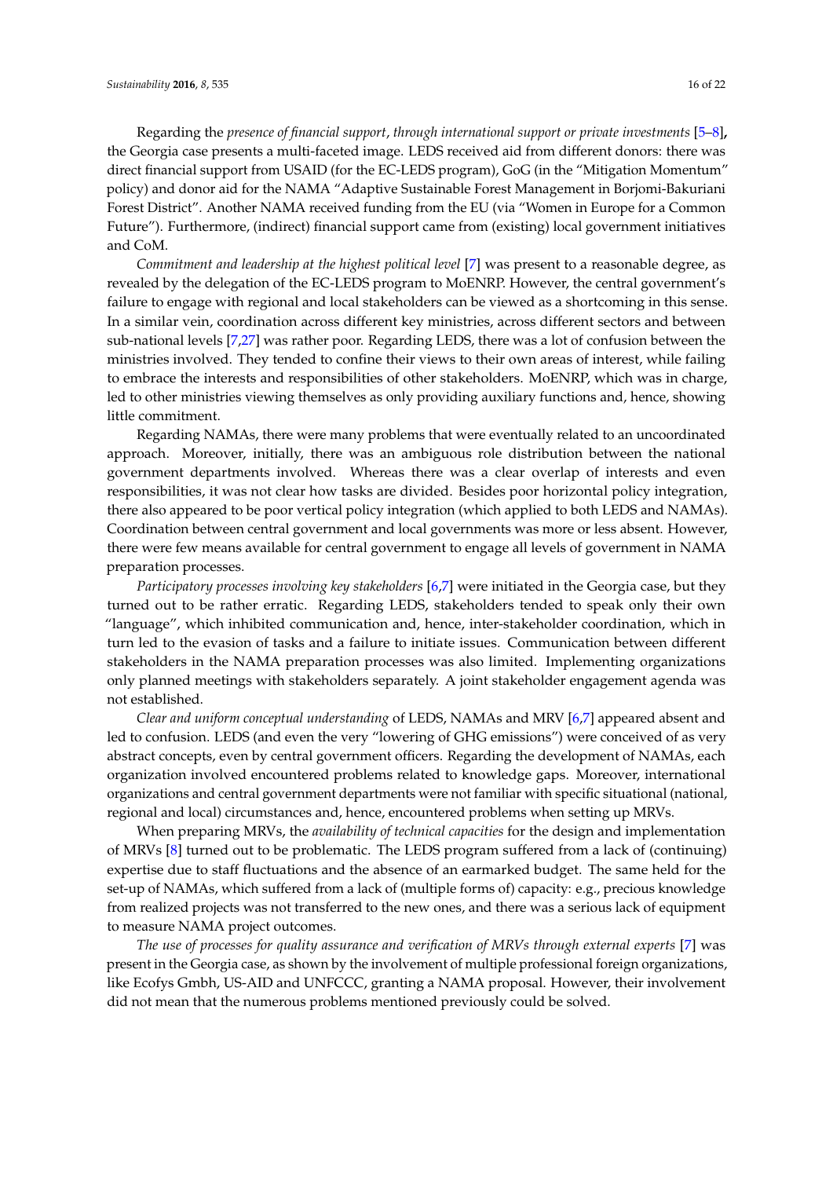Regarding the *presence of financial support*, *through international support or private investments* [5–8], the Georgia case presents a multi-faceted image. LEDS received aid from different donors: there was direct financial support from USAID (for the EC-LEDS program), GoG (in the "Mitigation Momentum" policy) and donor aid for the NAMA "Adaptive Sustainable Forest Management in Borjomi-Bakuriani Forest District". Another NAMA received funding from the EU (via "Women in Europe for a Common Future"). Furthermore, (indirect) financial support came from (existing) local government initiatives and CoM.

*Commitment and leadership at the highest political level* [7] was present to a reasonable degree, as revealed by the delegation of the EC-LEDS program to MoENRP. However, the central government's failure to engage with regional and local stakeholders can be viewed as a shortcoming in this sense. In a similar vein, coordination across different key ministries, across different sectors and between sub-national levels [7,27] was rather poor. Regarding LEDS, there was a lot of confusion between the ministries involved. They tended to confine their views to their own areas of interest, while failing to embrace the interests and responsibilities of other stakeholders. MoENRP, which was in charge, led to other ministries viewing themselves as only providing auxiliary functions and, hence, showing little commitment.

Regarding NAMAs, there were many problems that were eventually related to an uncoordinated approach. Moreover, initially, there was an ambiguous role distribution between the national government departments involved. Whereas there was a clear overlap of interests and even responsibilities, it was not clear how tasks are divided. Besides poor horizontal policy integration, there also appeared to be poor vertical policy integration (which applied to both LEDS and NAMAs). Coordination between central government and local governments was more or less absent. However, there were few means available for central government to engage all levels of government in NAMA preparation processes.

*Participatory processes involving key stakeholders* [6,7] were initiated in the Georgia case, but they turned out to be rather erratic. Regarding LEDS, stakeholders tended to speak only their own "language", which inhibited communication and, hence, inter-stakeholder coordination, which in turn led to the evasion of tasks and a failure to initiate issues. Communication between different stakeholders in the NAMA preparation processes was also limited. Implementing organizations only planned meetings with stakeholders separately. A joint stakeholder engagement agenda was not established.

*Clear and uniform conceptual understanding* of LEDS, NAMAs and MRV [6,7] appeared absent and led to confusion. LEDS (and even the very "lowering of GHG emissions") were conceived of as very abstract concepts, even by central government officers. Regarding the development of NAMAs, each organization involved encountered problems related to knowledge gaps. Moreover, international organizations and central government departments were not familiar with specific situational (national, regional and local) circumstances and, hence, encountered problems when setting up MRVs.

When preparing MRVs, the *availability of technical capacities* for the design and implementation of MRVs [8] turned out to be problematic. The LEDS program suffered from a lack of (continuing) expertise due to staff fluctuations and the absence of an earmarked budget. The same held for the set-up of NAMAs, which suffered from a lack of (multiple forms of) capacity: e.g., precious knowledge from realized projects was not transferred to the new ones, and there was a serious lack of equipment to measure NAMA project outcomes.

*The use of processes for quality assurance and verification of MRVs through external experts* [7] was present in the Georgia case, as shown by the involvement of multiple professional foreign organizations, like Ecofys Gmbh, US-AID and UNFCCC, granting a NAMA proposal. However, their involvement did not mean that the numerous problems mentioned previously could be solved.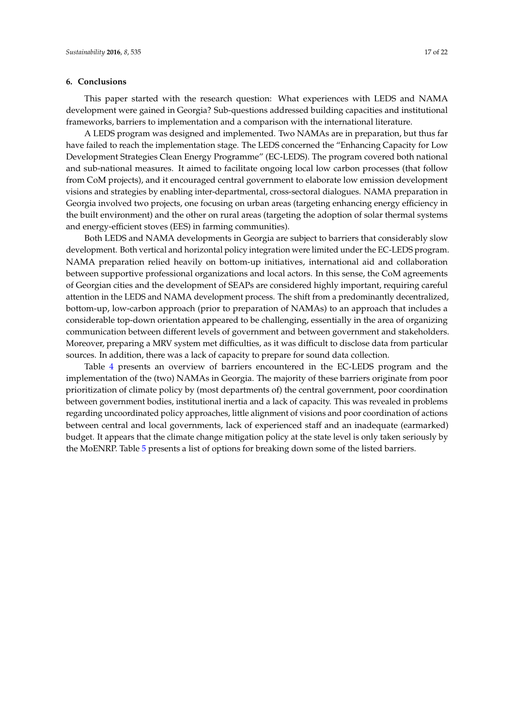## 6. Conclusions

This paper started with the research question: What experiences with LEDS and NAMA development were gained in Georgia? Sub-questions addressed building capacities and institutional frameworks, barriers to implementation and a comparison with the international literature.

A LEDS program was designed and implemented. Two NAMAs are in preparation, but thus far have failed to reach the implementation stage. The LEDS concerned the "Enhancing Capacity for Low Development Strategies Clean Energy Programme" (EC-LEDS). The program covered both national and sub-national measures. It aimed to facilitate ongoing local low carbon processes (that follow from CoM projects), and it encouraged central government to elaborate low emission development visions and strategies by enabling inter-departmental, cross-sectoral dialogues. NAMA preparation in Georgia involved two projects, one focusing on urban areas (targeting enhancing energy efficiency in the built environment) and the other on rural areas (targeting the adoption of solar thermal systems and energy-efficient stoves (EES) in farming communities).

Both LEDS and NAMA developments in Georgia are subject to barriers that considerably slow development. Both vertical and horizontal policy integration were limited under the EC-LEDS program. NAMA preparation relied heavily on bottom-up initiatives, international aid and collaboration between supportive professional organizations and local actors. In this sense, the CoM agreements of Georgian cities and the development of SEAPs are considered highly important, requiring careful attention in the LEDS and NAMA development process. The shift from a predominantly decentralized, bottom-up, low-carbon approach (prior to preparation of NAMAs) to an approach that includes a considerable top-down orientation appeared to be challenging, essentially in the area of organizing communication between different levels of government and between government and stakeholders. Moreover, preparing a MRV system met difficulties, as it was difficult to disclose data from particular sources. In addition, there was a lack of capacity to prepare for sound data collection.

Table 4 presents an overview of barriers encountered in the EC-LEDS program and the implementation of the (two) NAMAs in Georgia. The majority of these barriers originate from poor prioritization of climate policy by (most departments of) the central government, poor coordination between government bodies, institutional inertia and a lack of capacity. This was revealed in problems regarding uncoordinated policy approaches, little alignment of visions and poor coordination of actions between central and local governments, lack of experienced staff and an inadequate (earmarked) budget. It appears that the climate change mitigation policy at the state level is only taken seriously by the MoENRP. Table 5 presents a list of options for breaking down some of the listed barriers.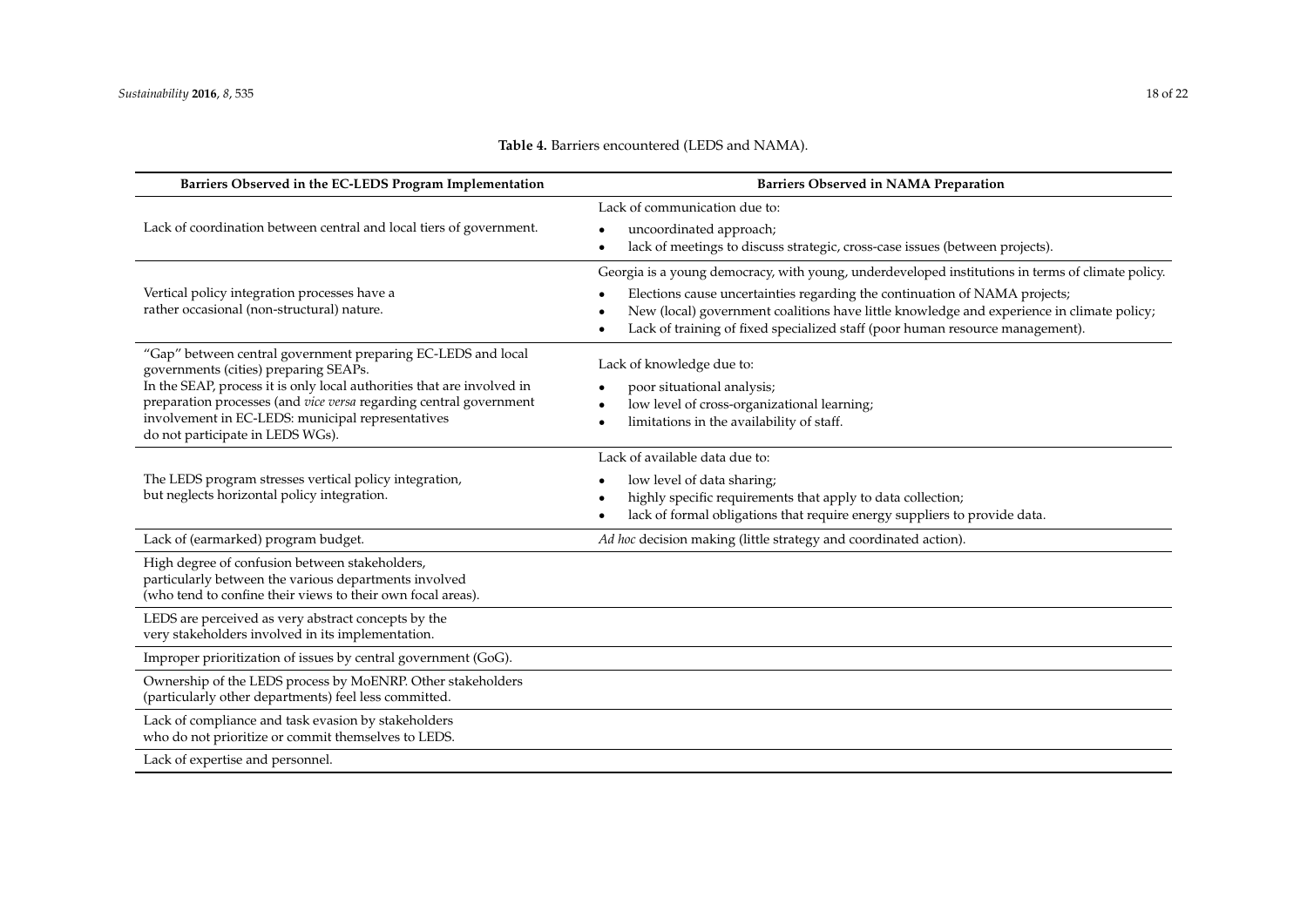**Table 4.** Barriers encountered (LEDS and NAMA).

| Barriers Observed in the EC-LEDS Program Implementation | Barriers Observed in NAMA Preparation |
|---|---|
| Lack of coordination between central and local tiers of government. | Lack of communication due to: <br>• uncoordinated approach; <br>• lack of meetings to discuss strategic, cross-case issues (between projects). |
| Vertical policy integration processes have a rather occasional (non-structural) nature. | Georgia is a young democracy, with young, underdeveloped institutions in terms of climate policy. <br>• Elections cause uncertainties regarding the continuation of NAMA projects; <br>• New (local) government coalitions have little knowledge and experience in climate policy; <br>• Lack of training of fixed specialized staff (poor human resource management). |
| "Gap" between central government preparing EC-LEDS and local governments (cities) preparing SEAPs. In the SEAP, process it is only local authorities that are involved in preparation processes (and *vice versa* regarding central government involvement in EC-LEDS: municipal representatives do not participate in LEDS WGs). | Lack of knowledge due to: <br>• poor situational analysis; <br>• low level of cross-organizational learning; <br>• limitations in the availability of staff. |
| The LEDS program stresses vertical policy integration, but neglects horizontal policy integration. | Lack of available data due to: <br>• low level of data sharing; <br>• highly specific requirements that apply to data collection; <br>• lack of formal obligations that require energy suppliers to provide data. |
| Lack of (earmarked) program budget. | *Ad hoc* decision making (little strategy and coordinated action). |
| High degree of confusion between stakeholders, particularly between the various departments involved (who tend to confine their views to their own focal areas). | |
| LEDS are perceived as very abstract concepts by the very stakeholders involved in its implementation. | |
| Improper prioritization of issues by central government (GoG). | |
| Ownership of the LEDS process by MoENRP. Other stakeholders (particularly other departments) feel less committed. | |
| Lack of compliance and task evasion by stakeholders who do not prioritize or commit themselves to LEDS. | |
| Lack of expertise and personnel. | |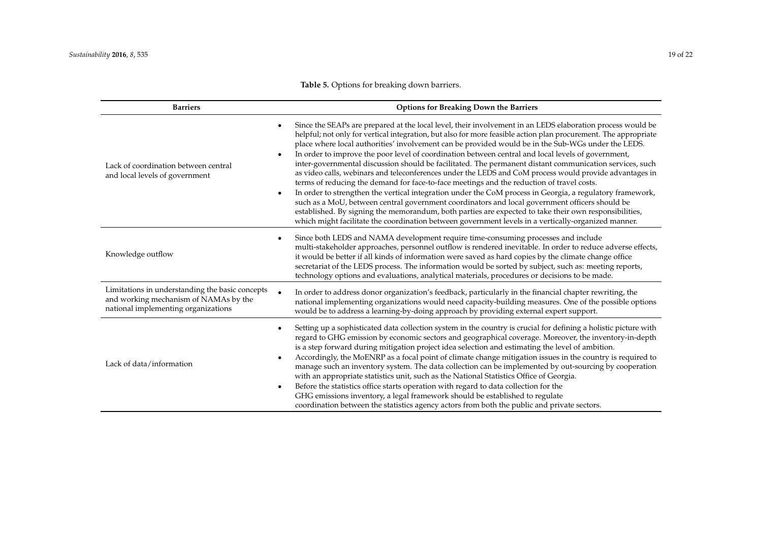**Table 5.** Options for breaking down barriers.

| Barriers | Options for Breaking Down the Barriers |
|---|---|
| Lack of coordination between central and local levels of government | • Since the SEAPs are prepared at the local level, their involvement in an LEDS elaboration process would be helpful; not only for vertical integration, but also for more feasible action plan procurement. The appropriate place where local authorities' involvement can be provided would be in the Sub-WGs under the LEDS. <br> • In order to improve the poor level of coordination between central and local levels of government, inter-governmental discussion should be facilitated. The permanent distant communication services, such as video calls, webinars and teleconferences under the LEDS and CoM process would provide advantages in terms of reducing the demand for face-to-face meetings and the reduction of travel costs. <br> • In order to strengthen the vertical integration under the CoM process in Georgia, a regulatory framework, such as a MoU, between central government coordinators and local government officers should be established. By signing the memorandum, both parties are expected to take their own responsibilities, which might facilitate the coordination between government levels in a vertically-organized manner. |
| Knowledge outflow | • Since both LEDS and NAMA development require time-consuming processes and include multi-stakeholder approaches, personnel outflow is rendered inevitable. In order to reduce adverse effects, it would be better if all kinds of information were saved as hard copies by the climate change office secretariat of the LEDS process. The information would be sorted by subject, such as: meeting reports, technology options and evaluations, analytical materials, procedures or decisions to be made. |
| Limitations in understanding the basic concepts and working mechanism of NAMAs by the national implementing organizations | • In order to address donor organization's feedback, particularly in the financial chapter rewriting, the national implementing organizations would need capacity-building measures. One of the possible options would be to address a learning-by-doing approach by providing external expert support. |
| Lack of data/information | • Setting up a sophisticated data collection system in the country is crucial for defining a holistic picture with regard to GHG emission by economic sectors and geographical coverage. Moreover, the inventory-in-depth is a step forward during mitigation project idea selection and estimating the level of ambition. <br> • Accordingly, the MoENRP as a focal point of climate change mitigation issues in the country is required to manage such an inventory system. The data collection can be implemented by out-sourcing by cooperation with an appropriate statistics unit, such as the National Statistics Office of Georgia. <br> • Before the statistics office starts operation with regard to data collection for the GHG emissions inventory, a legal framework should be established to regulate coordination between the statistics agency actors from both the public and private sectors. |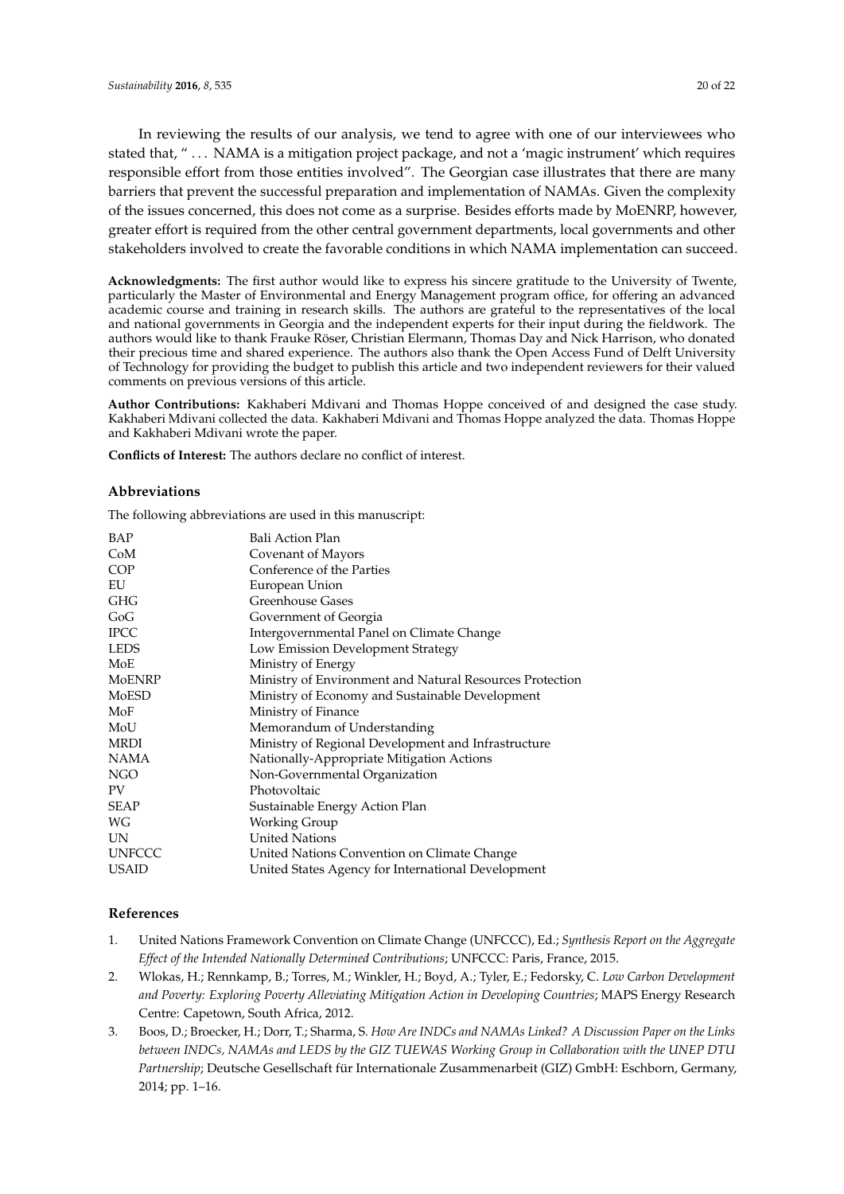In reviewing the results of our analysis, we tend to agree with one of our interviewees who stated that, " ... NAMA is a mitigation project package, and not a 'magic instrument' which requires responsible effort from those entities involved". The Georgian case illustrates that there are many barriers that prevent the successful preparation and implementation of NAMAs. Given the complexity of the issues concerned, this does not come as a surprise. Besides efforts made by MoENRP, however, greater effort is required from the other central government departments, local governments and other stakeholders involved to create the favorable conditions in which NAMA implementation can succeed.

**Acknowledgments:** The first author would like to express his sincere gratitude to the University of Twente, particularly the Master of Environmental and Energy Management program office, for offering an advanced academic course and training in research skills. The authors are grateful to the representatives of the local and national governments in Georgia and the independent experts for their input during the fieldwork. The authors would like to thank Frauke Röser, Christian Elermann, Thomas Day and Nick Harrison, who donated their precious time and shared experience. The authors also thank the Open Access Fund of Delft University of Technology for providing the budget to publish this article and two independent reviewers for their valued comments on previous versions of this article.

**Author Contributions:** Kakhaberi Mdivani and Thomas Hoppe conceived of and designed the case study. Kakhaberi Mdivani collected the data. Kakhaberi Mdivani and Thomas Hoppe analyzed the data. Thomas Hoppe and Kakhaberi Mdivani wrote the paper.

**Conflicts of Interest:** The authors declare no conflict of interest.

## Abbreviations

The following abbreviations are used in this manuscript:

| | |
|---|---|
| BAP | Bali Action Plan |
| CoM | Covenant of Mayors |
| COP | Conference of the Parties |
| EU | European Union |
| GHG | Greenhouse Gases |
| GoG | Government of Georgia |
| IPCC | Intergovernmental Panel on Climate Change |
| LEDS | Low Emission Development Strategy |
| MoE | Ministry of Energy |
| MoENRP | Ministry of Environment and Natural Resources Protection |
| MoESD | Ministry of Economy and Sustainable Development |
| MoF | Ministry of Finance |
| MoU | Memorandum of Understanding |
| MRDI | Ministry of Regional Development and Infrastructure |
| NAMA | Nationally-Appropriate Mitigation Actions |
| NGO | Non-Governmental Organization |
| PV | Photovoltaic |
| SEAP | Sustainable Energy Action Plan |
| WG | Working Group |
| UN | United Nations |
| UNFCCC | United Nations Convention on Climate Change |
| USAID | United States Agency for International Development |

## References

1. United Nations Framework Convention on Climate Change (UNFCCC), Ed.; *Synthesis Report on the Aggregate Effect of the Intended Nationally Determined Contributions*; UNFCCC: Paris, France, 2015.
2. Wlokas, H.; Rennkamp, B.; Torres, M.; Winkler, H.; Boyd, A.; Tyler, E.; Fedorsky, C. *Low Carbon Development and Poverty: Exploring Poverty Alleviating Mitigation Action in Developing Countries*; MAPS Energy Research Centre: Capetown, South Africa, 2012.
3. Boos, D.; Broecker, H.; Dorr, T.; Sharma, S. *How Are INDCs and NAMAs Linked? A Discussion Paper on the Links between INDCs, NAMAs and LEDS by the GIZ TUEWAS Working Group in Collaboration with the UNEP DTU Partnership*; Deutsche Gesellschaft für Internationale Zusammenarbeit (GIZ) GmbH: Eschborn, Germany, 2014; pp. 1–16.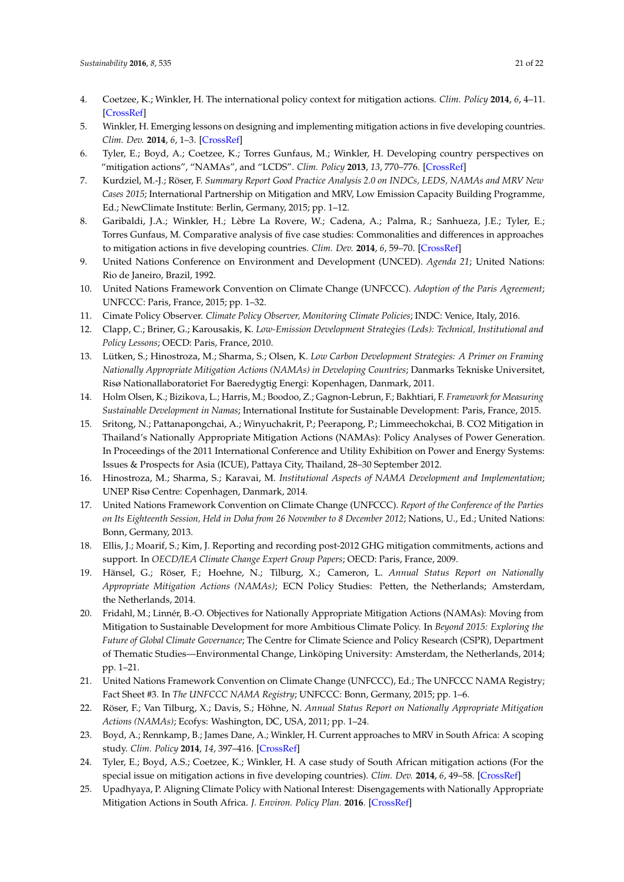4. Coetzee, K.; Winkler, H. The international policy context for mitigation actions. *Clim. Policy* **2014**, *6*, 4–11. [CrossRef]
5. Winkler, H. Emerging lessons on designing and implementing mitigation actions in five developing countries. *Clim. Dev.* **2014**, *6*, 1–3. [CrossRef]
6. Tyler, E.; Boyd, A.; Coetzee, K.; Torres Gunfaus, M.; Winkler, H. Developing country perspectives on "mitigation actions", "NAMAs", and "LCDS". *Clim. Policy* **2013**, *13*, 770–776. [CrossRef]
7. Kurdziel, M.-J.; Röser, F. *Summary Report Good Practice Analysis 2.0 on INDCs, LEDS, NAMAs and MRV New Cases 2015*; International Partnership on Mitigation and MRV, Low Emission Capacity Building Programme, Ed.; NewClimate Institute: Berlin, Germany, 2015; pp. 1–12.
8. Garibaldi, J.A.; Winkler, H.; Lèbre La Rovere, W.; Cadena, A.; Palma, R.; Sanhueza, J.E.; Tyler, E.; Torres Gunfaus, M. Comparative analysis of five case studies: Commonalities and differences in approaches to mitigation actions in five developing countries. *Clim. Dev.* **2014**, *6*, 59–70. [CrossRef]
9. United Nations Conference on Environment and Development (UNCED). *Agenda 21*; United Nations: Rio de Janeiro, Brazil, 1992.
10. United Nations Framework Convention on Climate Change (UNFCCC). *Adoption of the Paris Agreement*; UNFCCC: Paris, France, 2015; pp. 1–32.
11. Cimate Policy Observer. *Climate Policy Observer, Monitoring Climate Policies*; INDC: Venice, Italy, 2016.
12. Clapp, C.; Briner, G.; Karousakis, K. *Low-Emission Development Strategies (Leds): Technical, Institutional and Policy Lessons*; OECD: Paris, France, 2010.
13. Lütken, S.; Hinostroza, M.; Sharma, S.; Olsen, K. *Low Carbon Development Strategies: A Primer on Framing Nationally Appropriate Mitigation Actions (NAMAs) in Developing Countries*; Danmarks Tekniske Universitet, Risø Nationallaboratoriet For Baeredygtig Energi: Kopenhagen, Danmark, 2011.
14. Holm Olsen, K.; Bizikova, L.; Harris, M.; Boodoo, Z.; Gagnon-Lebrun, F.; Bakhtiari, F. *Framework for Measuring Sustainable Development in Namas*; International Institute for Sustainable Development: Paris, France, 2015.
15. Sritong, N.; Pattanapongchai, A.; Winyuchakrit, P.; Peerapong, P.; Limmeechokchai, B. CO2 Mitigation in Thailand's Nationally Appropriate Mitigation Actions (NAMAs): Policy Analyses of Power Generation. In Proceedings of the 2011 International Conference and Utility Exhibition on Power and Energy Systems: Issues & Prospects for Asia (ICUE), Pattaya City, Thailand, 28–30 September 2012.
16. Hinostroza, M.; Sharma, S.; Karavai, M. *Institutional Aspects of NAMA Development and Implementation*; UNEP Risø Centre: Copenhagen, Danmark, 2014.
17. United Nations Framework Convention on Climate Change (UNFCCC). *Report of the Conference of the Parties on Its Eighteenth Session, Held in Doha from 26 November to 8 December 2012*; Nations, U., Ed.; United Nations: Bonn, Germany, 2013.
18. Ellis, J.; Moarif, S.; Kim, J. Reporting and recording post-2012 GHG mitigation commitments, actions and support. In *OECD/IEA Climate Change Expert Group Papers*; OECD: Paris, France, 2009.
19. Hänsel, G.; Röser, F.; Hoehne, N.; Tilburg, X.; Cameron, L. *Annual Status Report on Nationally Appropriate Mitigation Actions (NAMAs)*; ECN Policy Studies: Petten, the Netherlands; Amsterdam, the Netherlands, 2014.
20. Fridahl, M.; Linnér, B.-O. Objectives for Nationally Appropriate Mitigation Actions (NAMAs): Moving from Mitigation to Sustainable Development for more Ambitious Climate Policy. In *Beyond 2015: Exploring the Future of Global Climate Governance*; The Centre for Climate Science and Policy Research (CSPR), Department of Thematic Studies—Environmental Change, Linköping University: Amsterdam, the Netherlands, 2014; pp. 1–21.
21. United Nations Framework Convention on Climate Change (UNFCCC), Ed.; The UNFCCC NAMA Registry; Fact Sheet #3. In *The UNFCCC NAMA Registry*; UNFCCC: Bonn, Germany, 2015; pp. 1–6.
22. Röser, F.; Van Tilburg, X.; Davis, S.; Höhne, N. *Annual Status Report on Nationally Appropriate Mitigation Actions (NAMAs)*; Ecofys: Washington, DC, USA, 2011; pp. 1–24.
23. Boyd, A.; Rennkamp, B.; James Dane, A.; Winkler, H. Current approaches to MRV in South Africa: A scoping study. *Clim. Policy* **2014**, *14*, 397–416. [CrossRef]
24. Tyler, E.; Boyd, A.S.; Coetzee, K.; Winkler, H. A case study of South African mitigation actions (For the special issue on mitigation actions in five developing countries). *Clim. Dev.* **2014**, *6*, 49–58. [CrossRef]
25. Upadhyaya, P. Aligning Climate Policy with National Interest: Disengagements with Nationally Appropriate Mitigation Actions in South Africa. *J. Environ. Policy Plan.* **2016**. [CrossRef]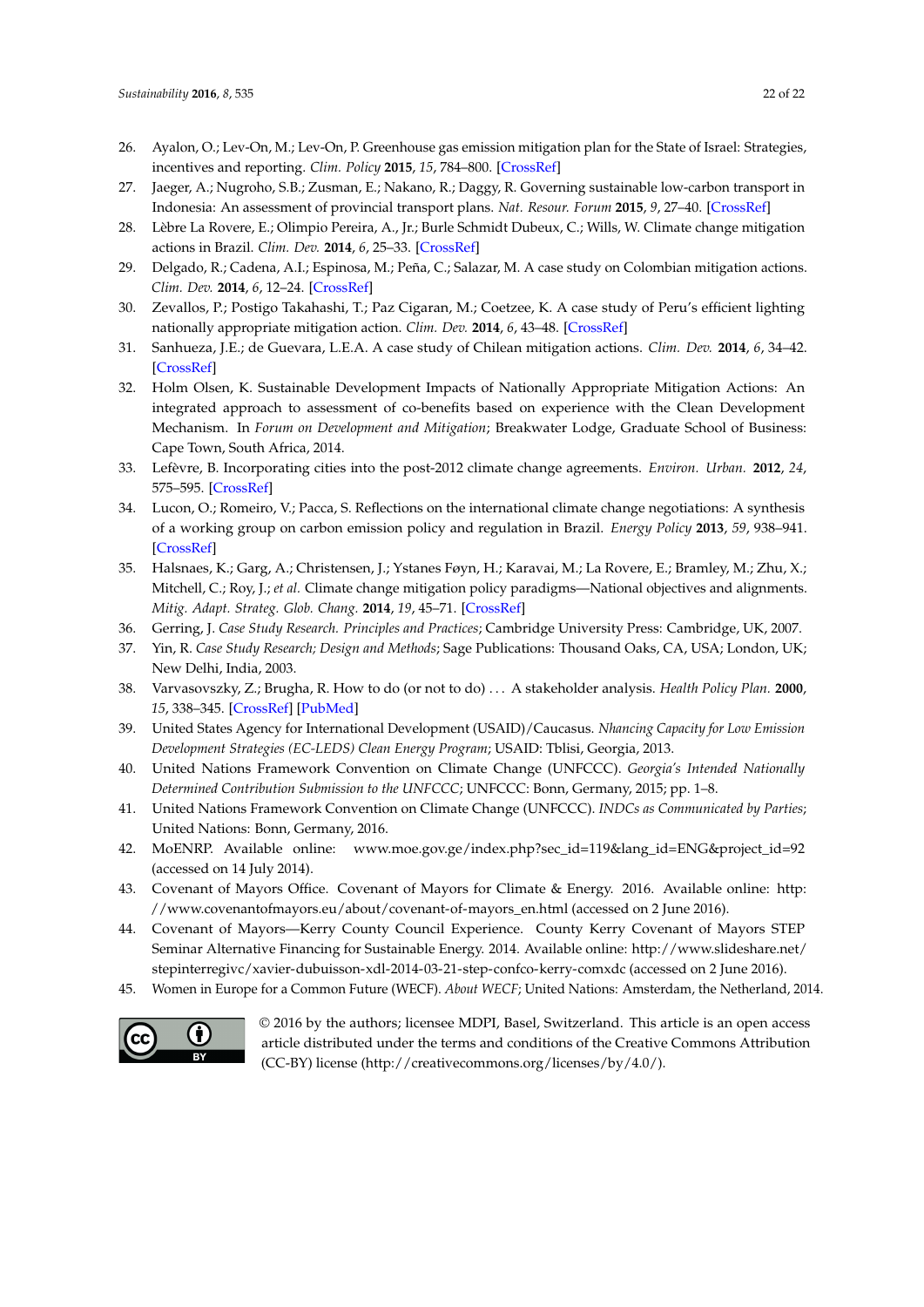26. Ayalon, O.; Lev-On, M.; Lev-On, P. Greenhouse gas emission mitigation plan for the State of Israel: Strategies, incentives and reporting. *Clim. Policy* **2015**, *15*, 784–800. [CrossRef]
27. Jaeger, A.; Nugroho, S.B.; Zusman, E.; Nakano, R.; Daggy, R. Governing sustainable low-carbon transport in Indonesia: An assessment of provincial transport plans. *Nat. Resour. Forum* **2015**, *9*, 27–40. [CrossRef]
28. Lèbre La Rovere, E.; Olimpio Pereira, A., Jr.; Burle Schmidt Dubeux, C.; Wills, W. Climate change mitigation actions in Brazil. *Clim. Dev.* **2014**, *6*, 25–33. [CrossRef]
29. Delgado, R.; Cadena, A.I.; Espinosa, M.; Peña, C.; Salazar, M. A case study on Colombian mitigation actions. *Clim. Dev.* **2014**, *6*, 12–24. [CrossRef]
30. Zevallos, P.; Postigo Takahashi, T.; Paz Cigaran, M.; Coetzee, K. A case study of Peru's efficient lighting nationally appropriate mitigation action. *Clim. Dev.* **2014**, *6*, 43–48. [CrossRef]
31. Sanhueza, J.E.; de Guevara, L.E.A. A case study of Chilean mitigation actions. *Clim. Dev.* **2014**, *6*, 34–42. [CrossRef]
32. Holm Olsen, K. Sustainable Development Impacts of Nationally Appropriate Mitigation Actions: An integrated approach to assessment of co-benefits based on experience with the Clean Development Mechanism. In *Forum on Development and Mitigation*; Breakwater Lodge, Graduate School of Business: Cape Town, South Africa, 2014.
33. Lefèvre, B. Incorporating cities into the post-2012 climate change agreements. *Environ. Urban.* **2012**, *24*, 575–595. [CrossRef]
34. Lucon, O.; Romeiro, V.; Pacca, S. Reflections on the international climate change negotiations: A synthesis of a working group on carbon emission policy and regulation in Brazil. *Energy Policy* **2013**, *59*, 938–941. [CrossRef]
35. Halsnaes, K.; Garg, A.; Christensen, J.; Ystanes Føyn, H.; Karavai, M.; La Rovere, E.; Bramley, M.; Zhu, X.; Mitchell, C.; Roy, J.; *et al.* Climate change mitigation policy paradigms—National objectives and alignments. *Mitig. Adapt. Strateg. Glob. Chang.* **2014**, *19*, 45–71. [CrossRef]
36. Gerring, J. *Case Study Research. Principles and Practices*; Cambridge University Press: Cambridge, UK, 2007.
37. Yin, R. *Case Study Research; Design and Methods*; Sage Publications: Thousand Oaks, CA, USA; London, UK; New Delhi, India, 2003.
38. Varvasovszky, Z.; Brugha, R. How to do (or not to do) ... A stakeholder analysis. *Health Policy Plan.* **2000**, *15*, 338–345. [CrossRef] [PubMed]
39. United States Agency for International Development (USAID)/Caucasus. *Nhancing Capacity for Low Emission Development Strategies (EC-LEDS) Clean Energy Program*; USAID: Tblisi, Georgia, 2013.
40. United Nations Framework Convention on Climate Change (UNFCCC). *Georgia's Intended Nationally Determined Contribution Submission to the UNFCCC*; UNFCCC: Bonn, Germany, 2015; pp. 1–8.
41. United Nations Framework Convention on Climate Change (UNFCCC). *INDCs as Communicated by Parties*; United Nations: Bonn, Germany, 2016.
42. MoENRP. Available online: www.moe.gov.ge/index.php?sec_id=119&lang_id=ENG&project_id=92 (accessed on 14 July 2014).
43. Covenant of Mayors Office. Covenant of Mayors for Climate & Energy. 2016. Available online: http://www.covenantofmayors.eu/about/covenant-of-mayors_en.html (accessed on 2 June 2016).
44. Covenant of Mayors—Kerry County Council Experience. County Kerry Covenant of Mayors STEP Seminar Alternative Financing for Sustainable Energy. 2014. Available online: http://www.slideshare.net/stepinterregivc/xavier-dubuisson-xdl-2014-03-21-step-confco-kerry-comxdc (accessed on 2 June 2016).
45. Women in Europe for a Common Future (WECF). *About WECF*; United Nations: Amsterdam, the Netherland, 2014.

© 2016 by the authors; licensee MDPI, Basel, Switzerland. This article is an open access article distributed under the terms and conditions of the Creative Commons Attribution (CC-BY) license (http://creativecommons.org/licenses/by/4.0/).